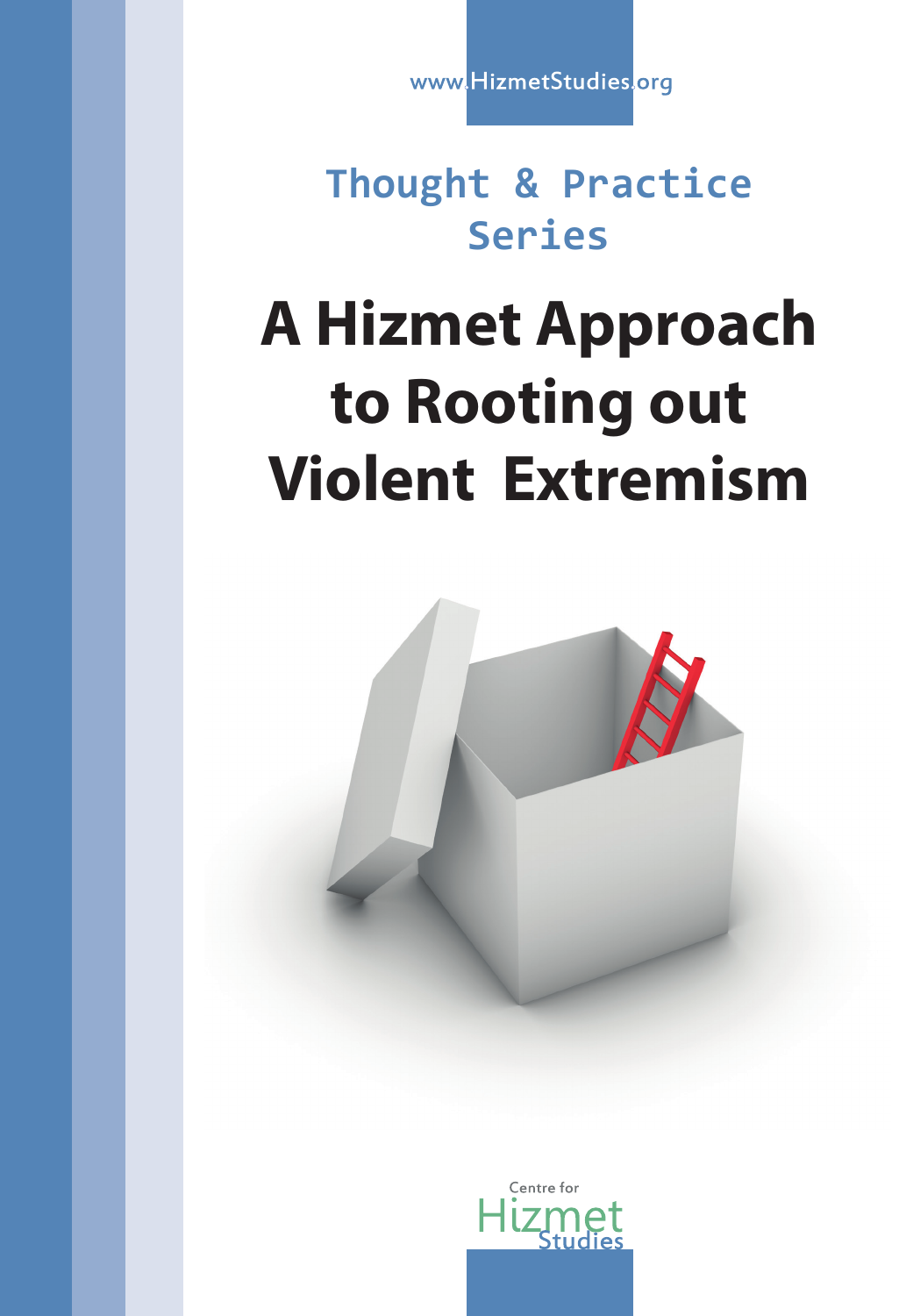www.HizmetStudies.org

## Thought & Practice Series

# A Hizmet Approach to Rooting out Violent Extremism

Centre for Hizmet Studies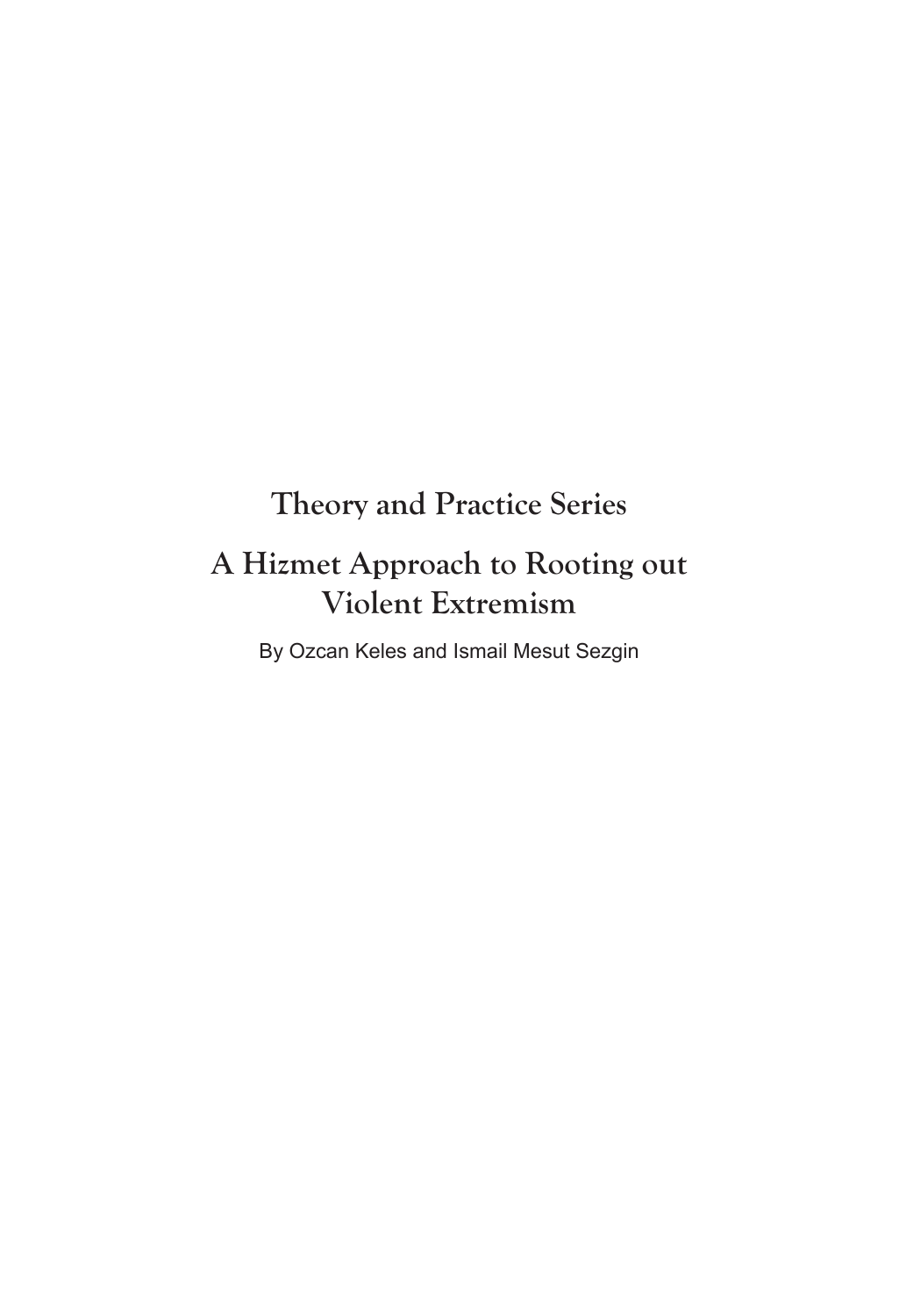# Theory and Practice Series

# A Hizmet Approach to Rooting out Violent Extremism

By Ozcan Keles and Ismail Mesut Sezgin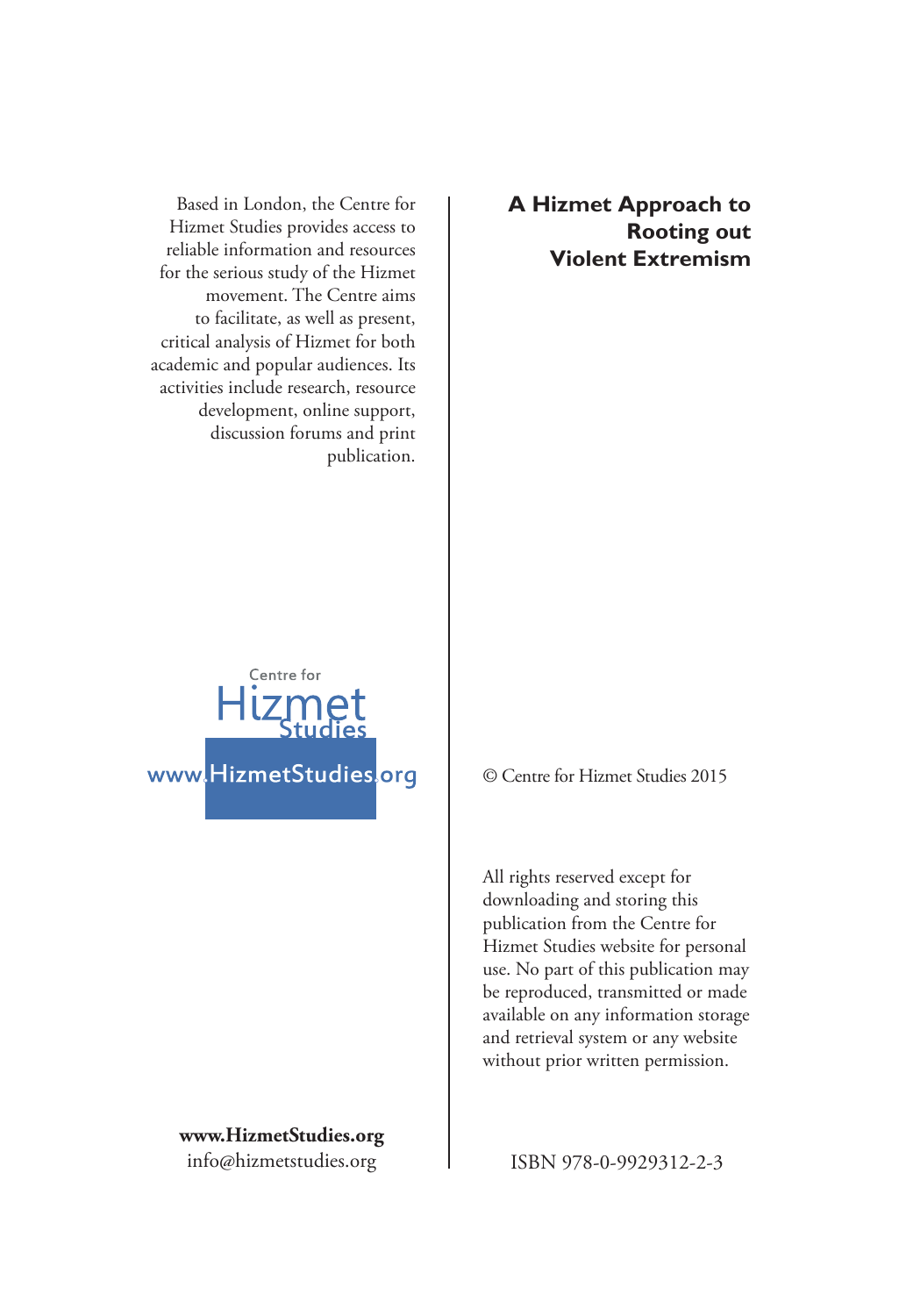Based in London, the Centre for Hizmet Studies provides access to reliable information and resources for the serious study of the Hizmet movement. The Centre aims to facilitate, as well as present, critical analysis of Hizmet for both academic and popular audiences. Its activities include research, resource development, online support, discussion forums and print publication.

Centre for Hizmet Studies

www.HizmetStudies.org

**www.HizmetStudies.org**
info@hizmetstudies.org

**A Hizmet Approach to Rooting out Violent Extremism**

© Centre for Hizmet Studies 2015

All rights reserved except for downloading and storing this publication from the Centre for Hizmet Studies website for personal use. No part of this publication may be reproduced, transmitted or made available on any information storage and retrieval system or any website without prior written permission.

ISBN 978-0-9929312-2-3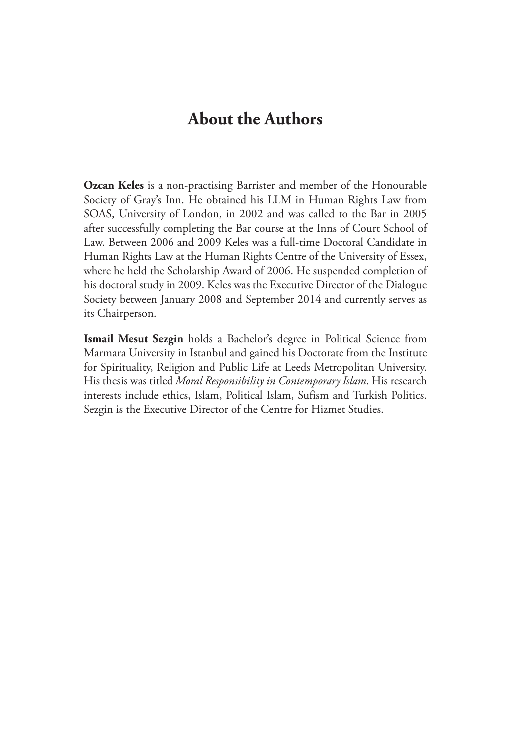# About the Authors

**Ozcan Keles** is a non-practising Barrister and member of the Honourable Society of Gray's Inn. He obtained his LLM in Human Rights Law from SOAS, University of London, in 2002 and was called to the Bar in 2005 after successfully completing the Bar course at the Inns of Court School of Law. Between 2006 and 2009 Keles was a full-time Doctoral Candidate in Human Rights Law at the Human Rights Centre of the University of Essex, where he held the Scholarship Award of 2006. He suspended completion of his doctoral study in 2009. Keles was the Executive Director of the Dialogue Society between January 2008 and September 2014 and currently serves as its Chairperson.

**Ismail Mesut Sezgin** holds a Bachelor's degree in Political Science from Marmara University in Istanbul and gained his Doctorate from the Institute for Spirituality, Religion and Public Life at Leeds Metropolitan University. His thesis was titled *Moral Responsibility in Contemporary Islam*. His research interests include ethics, Islam, Political Islam, Sufism and Turkish Politics. Sezgin is the Executive Director of the Centre for Hizmet Studies.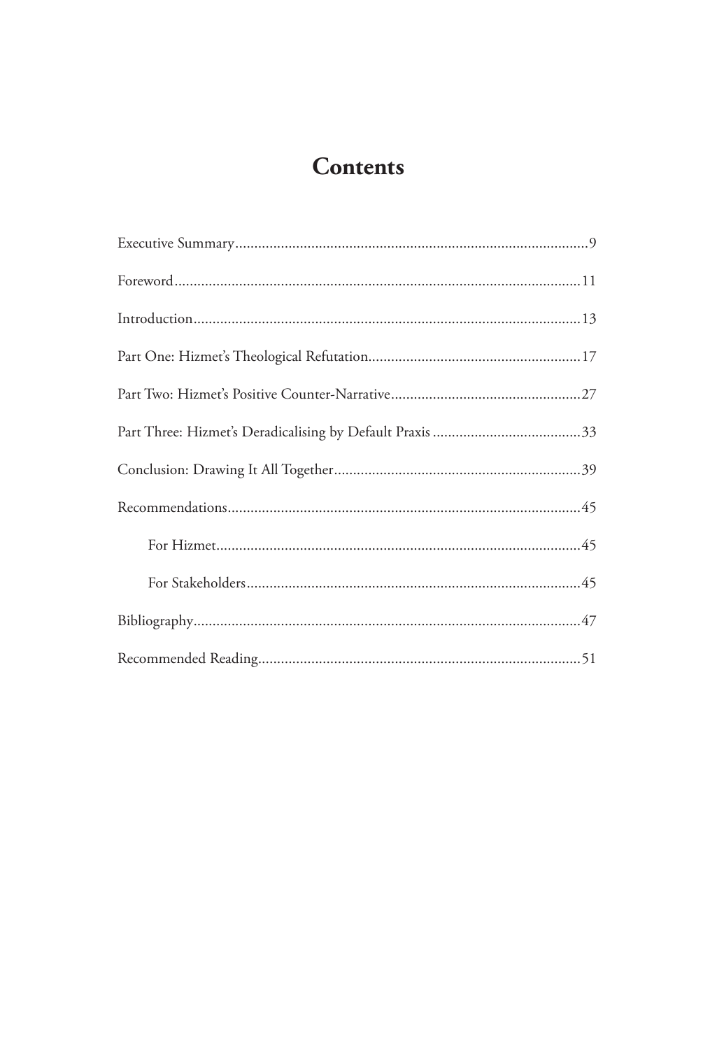# Contents

Executive Summary............................................................................................9

Foreword..........................................................................................................11

Introduction.....................................................................................................13

Part One: Hizmet's Theological Refutation.......................................................17

Part Two: Hizmet's Positive Counter-Narrative.................................................27

Part Three: Hizmet's Deradicalising by Default Praxis.......................................33

Conclusion: Drawing It All Together................................................................39

Recommendations............................................................................................45

- For Hizmet...............................................................................................45
- For Stakeholders.......................................................................................45

Bibliography.....................................................................................................47

Recommended Reading....................................................................................51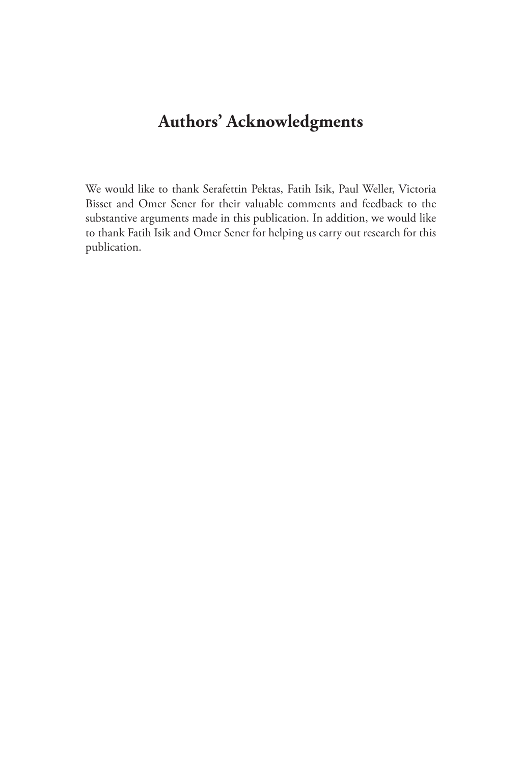# Authors' Acknowledgments

We would like to thank Serafettin Pektas, Fatih Isik, Paul Weller, Victoria Bisset and Omer Sener for their valuable comments and feedback to the substantive arguments made in this publication. In addition, we would like to thank Fatih Isik and Omer Sener for helping us carry out research for this publication.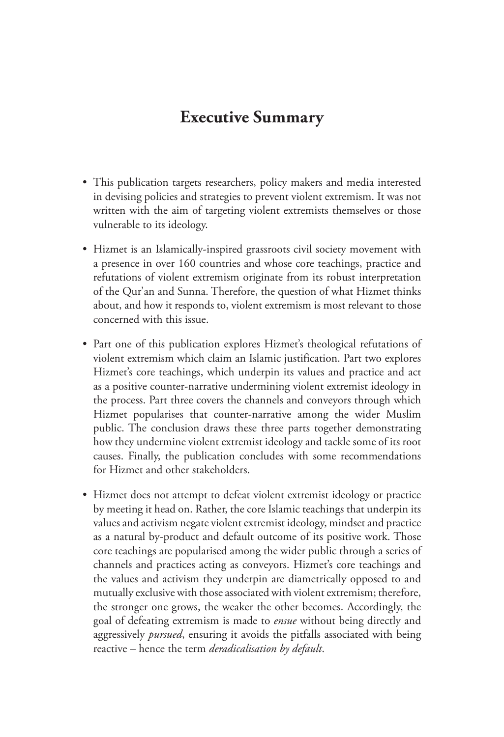# Executive Summary

- This publication targets researchers, policy makers and media interested in devising policies and strategies to prevent violent extremism. It was not written with the aim of targeting violent extremists themselves or those vulnerable to its ideology.

- Hizmet is an Islamically-inspired grassroots civil society movement with a presence in over 160 countries and whose core teachings, practice and refutations of violent extremism originate from its robust interpretation of the Qur'an and Sunna. Therefore, the question of what Hizmet thinks about, and how it responds to, violent extremism is most relevant to those concerned with this issue.

- Part one of this publication explores Hizmet's theological refutations of violent extremism which claim an Islamic justification. Part two explores Hizmet's core teachings, which underpin its values and practice and act as a positive counter-narrative undermining violent extremist ideology in the process. Part three covers the channels and conveyors through which Hizmet popularises that counter-narrative among the wider Muslim public. The conclusion draws these three parts together demonstrating how they undermine violent extremist ideology and tackle some of its root causes. Finally, the publication concludes with some recommendations for Hizmet and other stakeholders.

- Hizmet does not attempt to defeat violent extremist ideology or practice by meeting it head on. Rather, the core Islamic teachings that underpin its values and activism negate violent extremist ideology, mindset and practice as a natural by-product and default outcome of its positive work. Those core teachings are popularised among the wider public through a series of channels and practices acting as conveyors. Hizmet's core teachings and the values and activism they underpin are diametrically opposed to and mutually exclusive with those associated with violent extremism; therefore, the stronger one grows, the weaker the other becomes. Accordingly, the goal of defeating extremism is made to *ensue* without being directly and aggressively *pursued*, ensuring it avoids the pitfalls associated with being reactive – hence the term *deradicalisation by default*.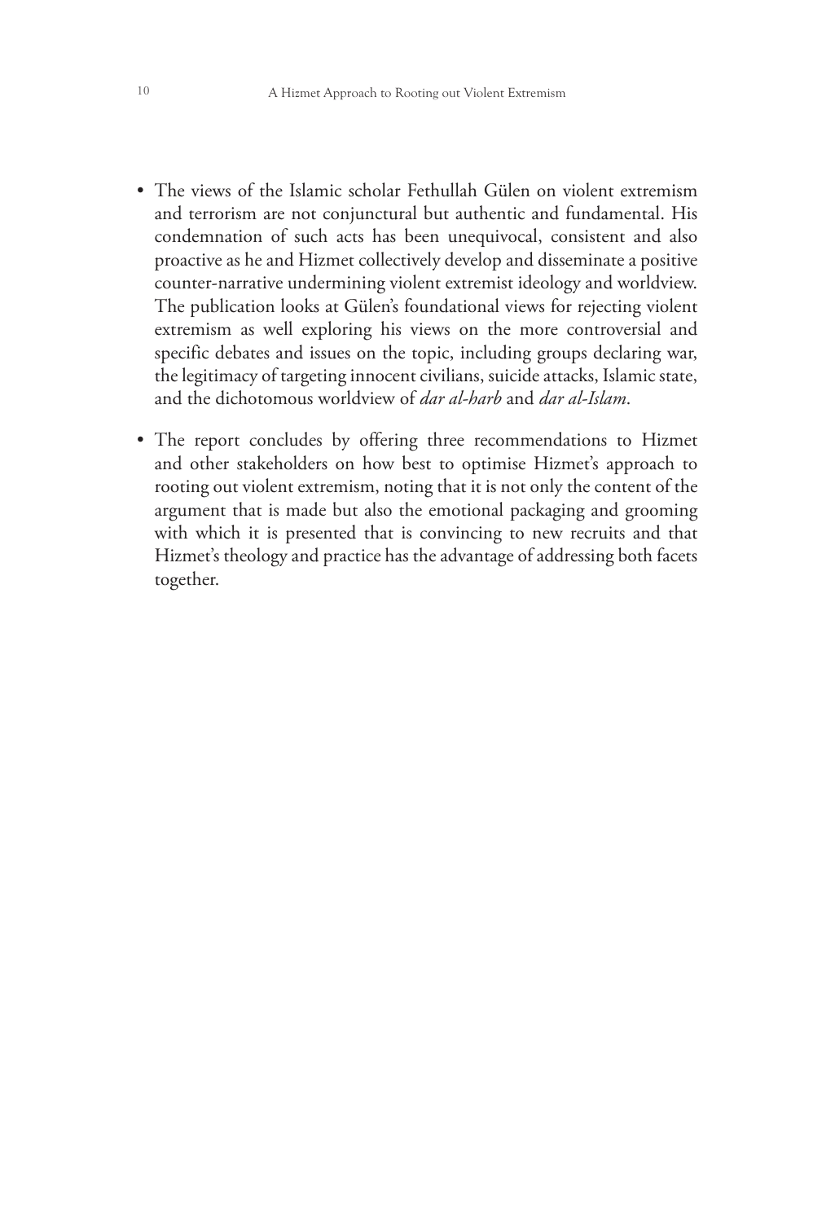- The views of the Islamic scholar Fethullah Gülen on violent extremism and terrorism are not conjunctural but authentic and fundamental. His condemnation of such acts has been unequivocal, consistent and also proactive as he and Hizmet collectively develop and disseminate a positive counter-narrative undermining violent extremist ideology and worldview. The publication looks at Gülen's foundational views for rejecting violent extremism as well exploring his views on the more controversial and specific debates and issues on the topic, including groups declaring war, the legitimacy of targeting innocent civilians, suicide attacks, Islamic state, and the dichotomous worldview of *dar al-harb* and *dar al-Islam*.

- The report concludes by offering three recommendations to Hizmet and other stakeholders on how best to optimise Hizmet's approach to rooting out violent extremism, noting that it is not only the content of the argument that is made but also the emotional packaging and grooming with which it is presented that is convincing to new recruits and that Hizmet's theology and practice has the advantage of addressing both facets together.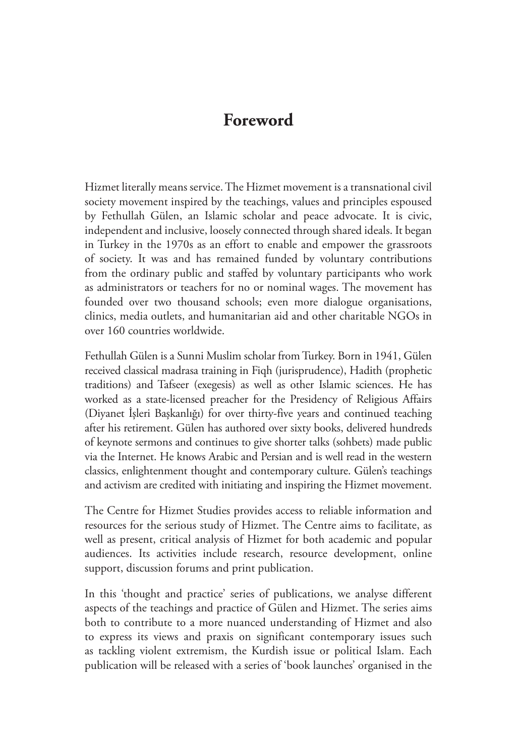# Foreword

Hizmet literally means service. The Hizmet movement is a transnational civil society movement inspired by the teachings, values and principles espoused by Fethullah Gülen, an Islamic scholar and peace advocate. It is civic, independent and inclusive, loosely connected through shared ideals. It began in Turkey in the 1970s as an effort to enable and empower the grassroots of society. It was and has remained funded by voluntary contributions from the ordinary public and staffed by voluntary participants who work as administrators or teachers for no or nominal wages. The movement has founded over two thousand schools; even more dialogue organisations, clinics, media outlets, and humanitarian aid and other charitable NGOs in over 160 countries worldwide.

Fethullah Gülen is a Sunni Muslim scholar from Turkey. Born in 1941, Gülen received classical madrasa training in Fiqh (jurisprudence), Hadith (prophetic traditions) and Tafseer (exegesis) as well as other Islamic sciences. He has worked as a state-licensed preacher for the Presidency of Religious Affairs (Diyanet İşleri Başkanlığı) for over thirty-five years and continued teaching after his retirement. Gülen has authored over sixty books, delivered hundreds of keynote sermons and continues to give shorter talks (sohbets) made public via the Internet. He knows Arabic and Persian and is well read in the western classics, enlightenment thought and contemporary culture. Gülen's teachings and activism are credited with initiating and inspiring the Hizmet movement.

The Centre for Hizmet Studies provides access to reliable information and resources for the serious study of Hizmet. The Centre aims to facilitate, as well as present, critical analysis of Hizmet for both academic and popular audiences. Its activities include research, resource development, online support, discussion forums and print publication.

In this 'thought and practice' series of publications, we analyse different aspects of the teachings and practice of Gülen and Hizmet. The series aims both to contribute to a more nuanced understanding of Hizmet and also to express its views and praxis on significant contemporary issues such as tackling violent extremism, the Kurdish issue or political Islam. Each publication will be released with a series of 'book launches' organised in the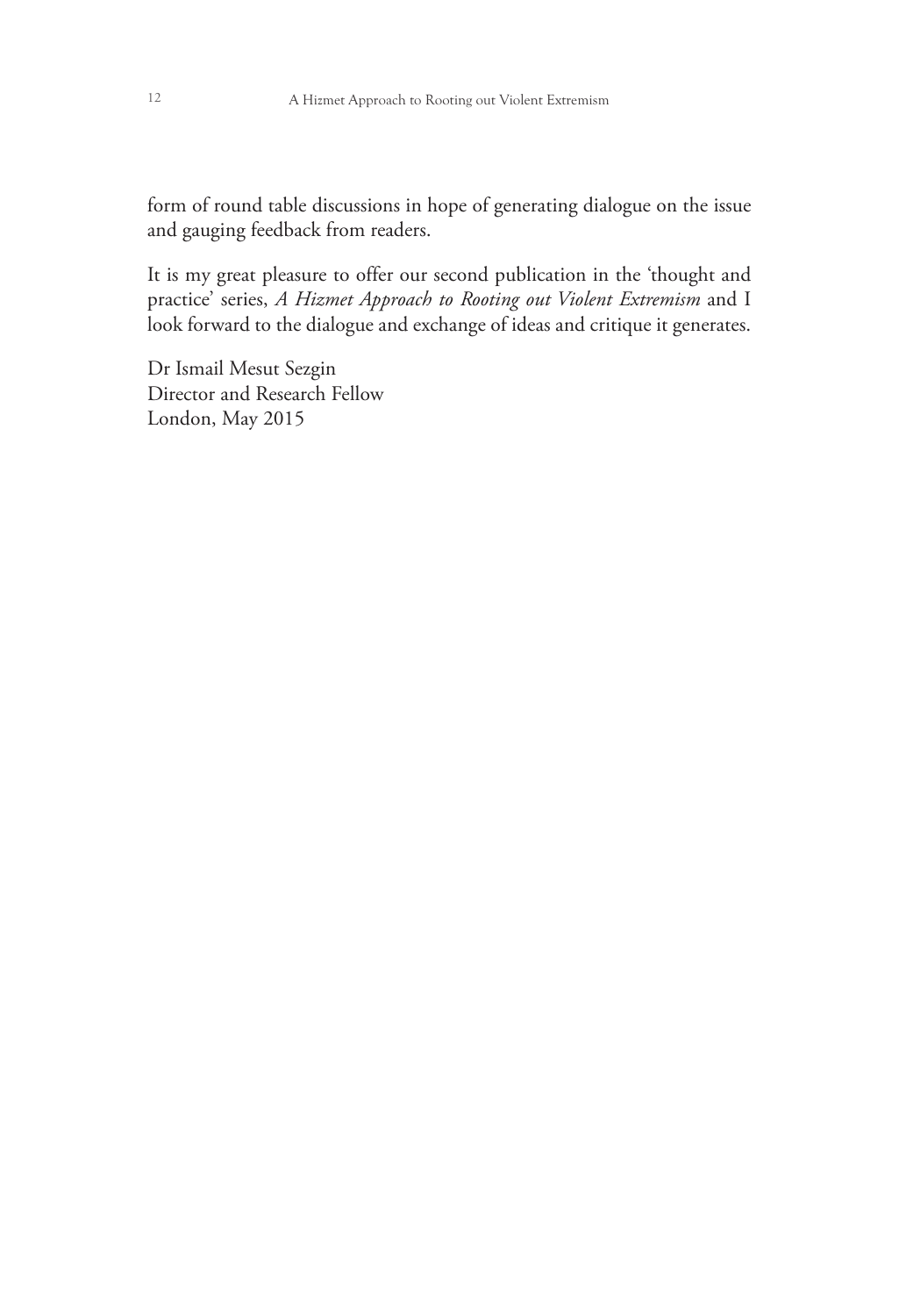form of round table discussions in hope of generating dialogue on the issue and gauging feedback from readers.

It is my great pleasure to offer our second publication in the 'thought and practice' series, *A Hizmet Approach to Rooting out Violent Extremism* and I look forward to the dialogue and exchange of ideas and critique it generates.

Dr Ismail Mesut Sezgin  
Director and Research Fellow  
London, May 2015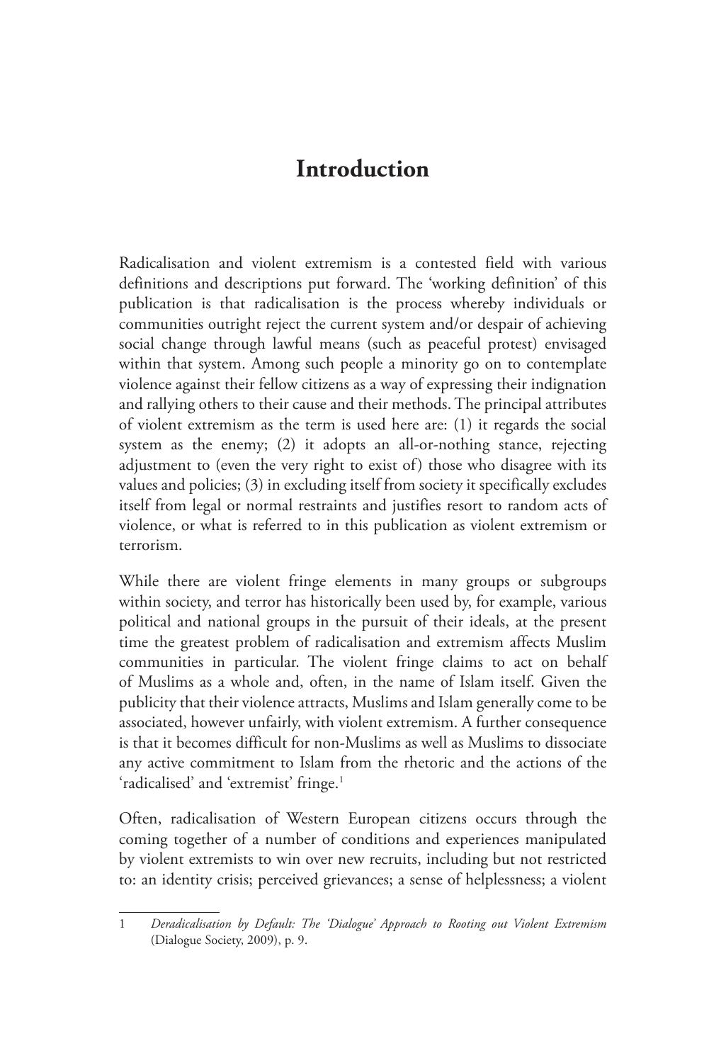# Introduction

Radicalisation and violent extremism is a contested field with various definitions and descriptions put forward. The 'working definition' of this publication is that radicalisation is the process whereby individuals or communities outright reject the current system and/or despair of achieving social change through lawful means (such as peaceful protest) envisaged within that system. Among such people a minority go on to contemplate violence against their fellow citizens as a way of expressing their indignation and rallying others to their cause and their methods. The principal attributes of violent extremism as the term is used here are: (1) it regards the social system as the enemy; (2) it adopts an all-or-nothing stance, rejecting adjustment to (even the very right to exist of) those who disagree with its values and policies; (3) in excluding itself from society it specifically excludes itself from legal or normal restraints and justifies resort to random acts of violence, or what is referred to in this publication as violent extremism or terrorism.

While there are violent fringe elements in many groups or subgroups within society, and terror has historically been used by, for example, various political and national groups in the pursuit of their ideals, at the present time the greatest problem of radicalisation and extremism affects Muslim communities in particular. The violent fringe claims to act on behalf of Muslims as a whole and, often, in the name of Islam itself. Given the publicity that their violence attracts, Muslims and Islam generally come to be associated, however unfairly, with violent extremism. A further consequence is that it becomes difficult for non-Muslims as well as Muslims to dissociate any active commitment to Islam from the rhetoric and the actions of the 'radicalised' and 'extremist' fringe.[1]

Often, radicalisation of Western European citizens occurs through the coming together of a number of conditions and experiences manipulated by violent extremists to win over new recruits, including but not restricted to: an identity crisis; perceived grievances; a sense of helplessness; a violent

---

1 *Deradicalisation by Default: The 'Dialogue' Approach to Rooting out Violent Extremism* (Dialogue Society, 2009), p. 9.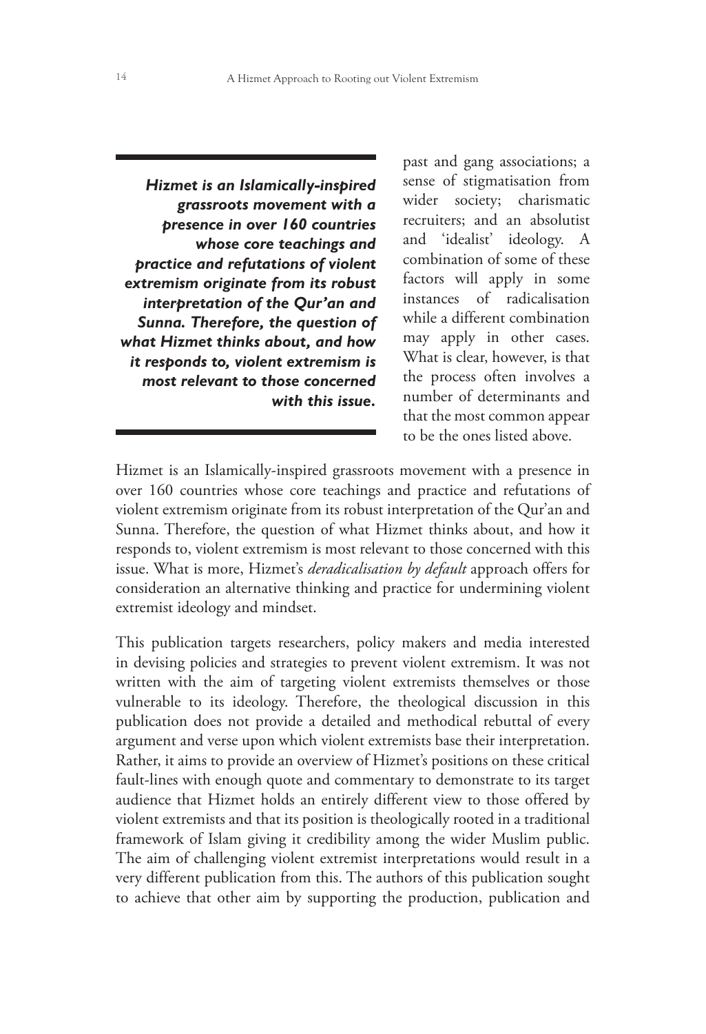> ***Hizmet is an Islamically-inspired grassroots movement with a presence in over 160 countries whose core teachings and practice and refutations of violent extremism originate from its robust interpretation of the Qur'an and Sunna. Therefore, the question of what Hizmet thinks about, and how it responds to, violent extremism is most relevant to those concerned with this issue.***

past and gang associations; a sense of stigmatisation from wider society; charismatic recruiters; and an absolutist and 'idealist' ideology. A combination of some of these factors will apply in some instances of radicalisation while a different combination may apply in other cases. What is clear, however, is that the process often involves a number of determinants and that the most common appear to be the ones listed above.

Hizmet is an Islamically-inspired grassroots movement with a presence in over 160 countries whose core teachings and practice and refutations of violent extremism originate from its robust interpretation of the Qur'an and Sunna. Therefore, the question of what Hizmet thinks about, and how it responds to, violent extremism is most relevant to those concerned with this issue. What is more, Hizmet's *deradicalisation by default* approach offers for consideration an alternative thinking and practice for undermining violent extremist ideology and mindset.

This publication targets researchers, policy makers and media interested in devising policies and strategies to prevent violent extremism. It was not written with the aim of targeting violent extremists themselves or those vulnerable to its ideology. Therefore, the theological discussion in this publication does not provide a detailed and methodical rebuttal of every argument and verse upon which violent extremists base their interpretation. Rather, it aims to provide an overview of Hizmet's positions on these critical fault-lines with enough quote and commentary to demonstrate to its target audience that Hizmet holds an entirely different view to those offered by violent extremists and that its position is theologically rooted in a traditional framework of Islam giving it credibility among the wider Muslim public. The aim of challenging violent extremist interpretations would result in a very different publication from this. The authors of this publication sought to achieve that other aim by supporting the production, publication and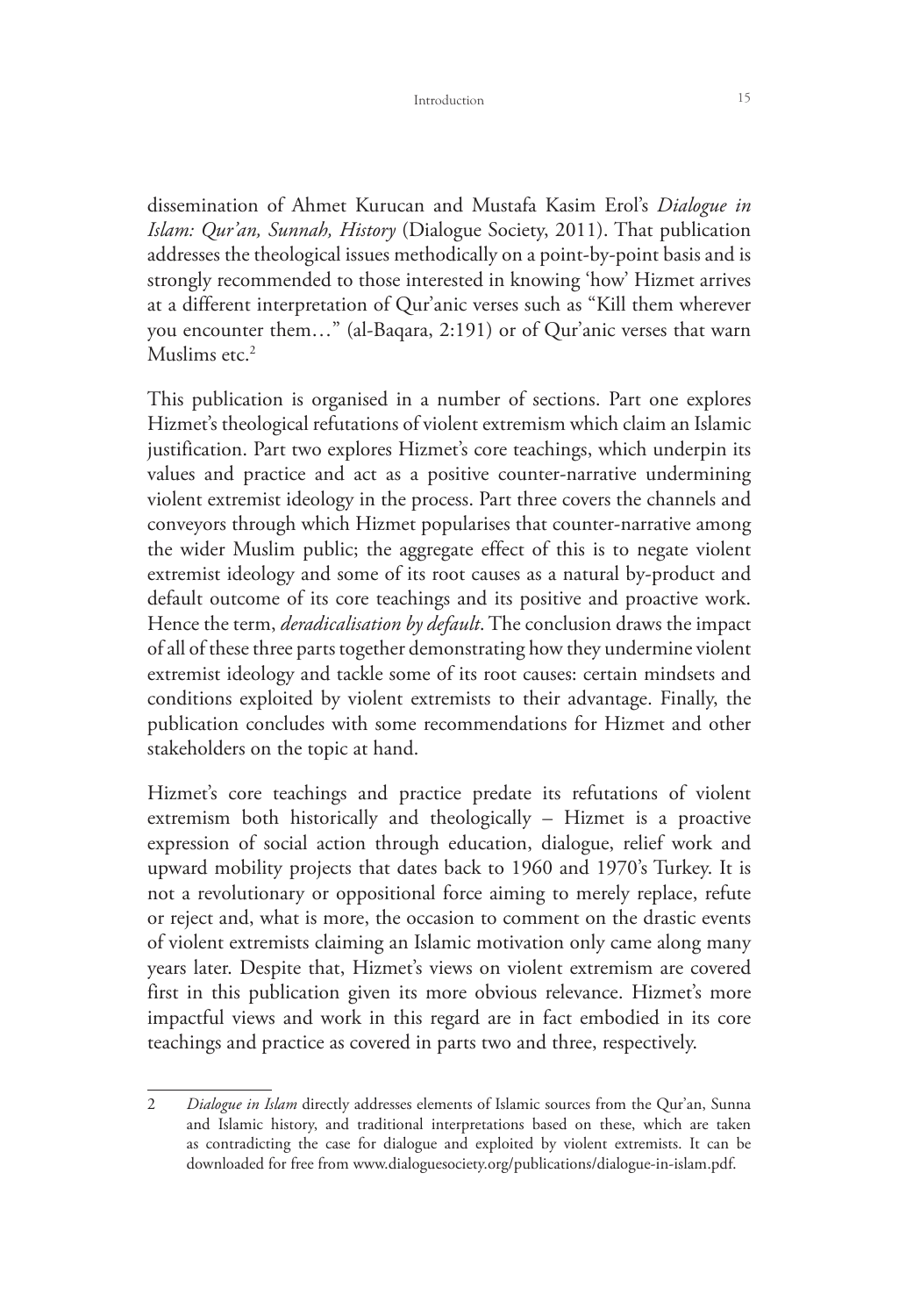dissemination of Ahmet Kurucan and Mustafa Kasim Erol's *Dialogue in Islam: Qur'an, Sunnah, History* (Dialogue Society, 2011). That publication addresses the theological issues methodically on a point-by-point basis and is strongly recommended to those interested in knowing 'how' Hizmet arrives at a different interpretation of Qur'anic verses such as "Kill them wherever you encounter them…" (al-Baqara, 2:191) or of Qur'anic verses that warn Muslims etc.[2]

This publication is organised in a number of sections. Part one explores Hizmet's theological refutations of violent extremism which claim an Islamic justification. Part two explores Hizmet's core teachings, which underpin its values and practice and act as a positive counter-narrative undermining violent extremist ideology in the process. Part three covers the channels and conveyors through which Hizmet popularises that counter-narrative among the wider Muslim public; the aggregate effect of this is to negate violent extremist ideology and some of its root causes as a natural by-product and default outcome of its core teachings and its positive and proactive work. Hence the term, *deradicalisation by default*. The conclusion draws the impact of all of these three parts together demonstrating how they undermine violent extremist ideology and tackle some of its root causes: certain mindsets and conditions exploited by violent extremists to their advantage. Finally, the publication concludes with some recommendations for Hizmet and other stakeholders on the topic at hand.

Hizmet's core teachings and practice predate its refutations of violent extremism both historically and theologically – Hizmet is a proactive expression of social action through education, dialogue, relief work and upward mobility projects that dates back to 1960 and 1970's Turkey. It is not a revolutionary or oppositional force aiming to merely replace, refute or reject and, what is more, the occasion to comment on the drastic events of violent extremists claiming an Islamic motivation only came along many years later. Despite that, Hizmet's views on violent extremism are covered first in this publication given its more obvious relevance. Hizmet's more impactful views and work in this regard are in fact embodied in its core teachings and practice as covered in parts two and three, respectively.

---

2 *Dialogue in Islam* directly addresses elements of Islamic sources from the Qur'an, Sunna and Islamic history, and traditional interpretations based on these, which are taken as contradicting the case for dialogue and exploited by violent extremists. It can be downloaded for free from www.dialoguesociety.org/publications/dialogue-in-islam.pdf.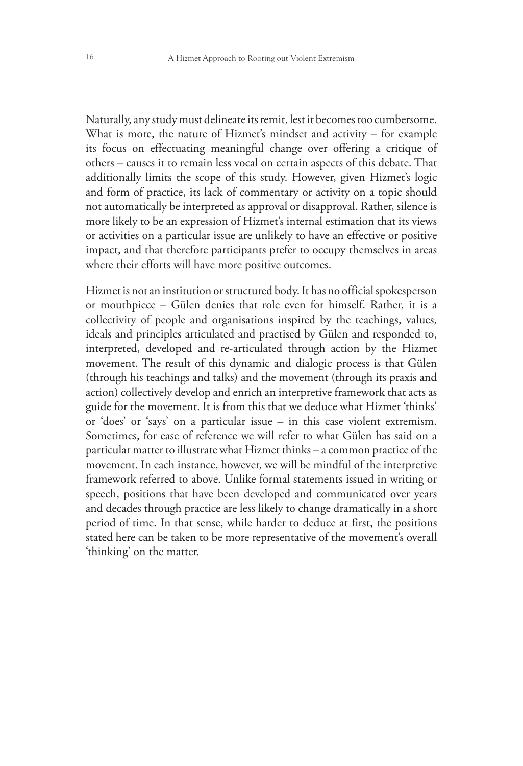Naturally, any study must delineate its remit, lest it becomes too cumbersome. What is more, the nature of Hizmet's mindset and activity – for example its focus on effectuating meaningful change over offering a critique of others – causes it to remain less vocal on certain aspects of this debate. That additionally limits the scope of this study. However, given Hizmet's logic and form of practice, its lack of commentary or activity on a topic should not automatically be interpreted as approval or disapproval. Rather, silence is more likely to be an expression of Hizmet's internal estimation that its views or activities on a particular issue are unlikely to have an effective or positive impact, and that therefore participants prefer to occupy themselves in areas where their efforts will have more positive outcomes.

Hizmet is not an institution or structured body. It has no official spokesperson or mouthpiece – Gülen denies that role even for himself. Rather, it is a collectivity of people and organisations inspired by the teachings, values, ideals and principles articulated and practised by Gülen and responded to, interpreted, developed and re-articulated through action by the Hizmet movement. The result of this dynamic and dialogic process is that Gülen (through his teachings and talks) and the movement (through its praxis and action) collectively develop and enrich an interpretive framework that acts as guide for the movement. It is from this that we deduce what Hizmet 'thinks' or 'does' or 'says' on a particular issue – in this case violent extremism. Sometimes, for ease of reference we will refer to what Gülen has said on a particular matter to illustrate what Hizmet thinks – a common practice of the movement. In each instance, however, we will be mindful of the interpretive framework referred to above. Unlike formal statements issued in writing or speech, positions that have been developed and communicated over years and decades through practice are less likely to change dramatically in a short period of time. In that sense, while harder to deduce at first, the positions stated here can be taken to be more representative of the movement's overall 'thinking' on the matter.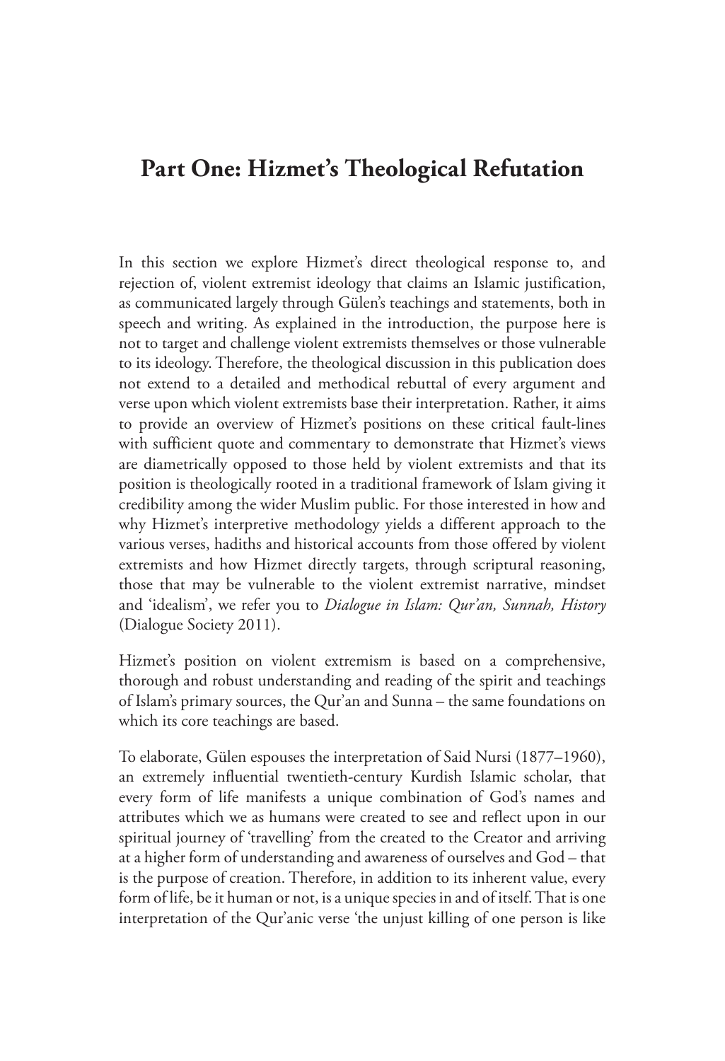# Part One: Hizmet's Theological Refutation

In this section we explore Hizmet's direct theological response to, and rejection of, violent extremist ideology that claims an Islamic justification, as communicated largely through Gülen's teachings and statements, both in speech and writing. As explained in the introduction, the purpose here is not to target and challenge violent extremists themselves or those vulnerable to its ideology. Therefore, the theological discussion in this publication does not extend to a detailed and methodical rebuttal of every argument and verse upon which violent extremists base their interpretation. Rather, it aims to provide an overview of Hizmet's positions on these critical fault-lines with sufficient quote and commentary to demonstrate that Hizmet's views are diametrically opposed to those held by violent extremists and that its position is theologically rooted in a traditional framework of Islam giving it credibility among the wider Muslim public. For those interested in how and why Hizmet's interpretive methodology yields a different approach to the various verses, hadiths and historical accounts from those offered by violent extremists and how Hizmet directly targets, through scriptural reasoning, those that may be vulnerable to the violent extremist narrative, mindset and 'idealism', we refer you to *Dialogue in Islam: Qur'an, Sunnah, History* (Dialogue Society 2011).

Hizmet's position on violent extremism is based on a comprehensive, thorough and robust understanding and reading of the spirit and teachings of Islam's primary sources, the Qur'an and Sunna – the same foundations on which its core teachings are based.

To elaborate, Gülen espouses the interpretation of Said Nursi (1877–1960), an extremely influential twentieth-century Kurdish Islamic scholar, that every form of life manifests a unique combination of God's names and attributes which we as humans were created to see and reflect upon in our spiritual journey of 'travelling' from the created to the Creator and arriving at a higher form of understanding and awareness of ourselves and God – that is the purpose of creation. Therefore, in addition to its inherent value, every form of life, be it human or not, is a unique species in and of itself. That is one interpretation of the Qur'anic verse 'the unjust killing of one person is like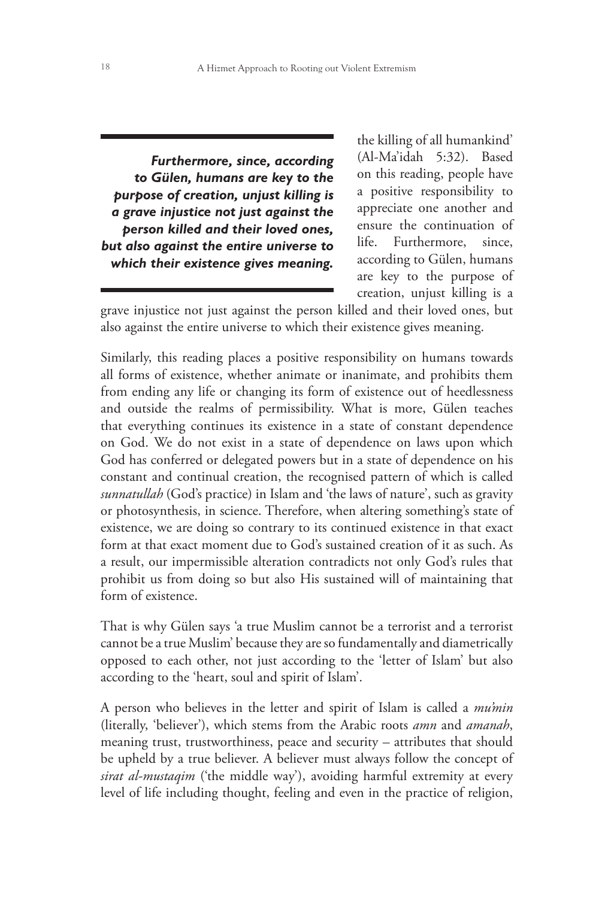> ***Furthermore, since, according to Gülen, humans are key to the purpose of creation, unjust killing is a grave injustice not just against the person killed and their loved ones, but also against the entire universe to which their existence gives meaning.***

the killing of all humankind' (Al-Ma'idah 5:32). Based on this reading, people have a positive responsibility to appreciate one another and ensure the continuation of life. Furthermore, since, according to Gülen, humans are key to the purpose of creation, unjust killing is a grave injustice not just against the person killed and their loved ones, but also against the entire universe to which their existence gives meaning.

Similarly, this reading places a positive responsibility on humans towards all forms of existence, whether animate or inanimate, and prohibits them from ending any life or changing its form of existence out of heedlessness and outside the realms of permissibility. What is more, Gülen teaches that everything continues its existence in a state of constant dependence on God. We do not exist in a state of dependence on laws upon which God has conferred or delegated powers but in a state of dependence on his constant and continual creation, the recognised pattern of which is called *sunnatullah* (God's practice) in Islam and 'the laws of nature', such as gravity or photosynthesis, in science. Therefore, when altering something's state of existence, we are doing so contrary to its continued existence in that exact form at that exact moment due to God's sustained creation of it as such. As a result, our impermissible alteration contradicts not only God's rules that prohibit us from doing so but also His sustained will of maintaining that form of existence.

That is why Gülen says 'a true Muslim cannot be a terrorist and a terrorist cannot be a true Muslim' because they are so fundamentally and diametrically opposed to each other, not just according to the 'letter of Islam' but also according to the 'heart, soul and spirit of Islam'.

A person who believes in the letter and spirit of Islam is called a *mu'min* (literally, 'believer'), which stems from the Arabic roots *amn* and *amanah*, meaning trust, trustworthiness, peace and security – attributes that should be upheld by a true believer. A believer must always follow the concept of *sirat al-mustaqim* ('the middle way'), avoiding harmful extremity at every level of life including thought, feeling and even in the practice of religion,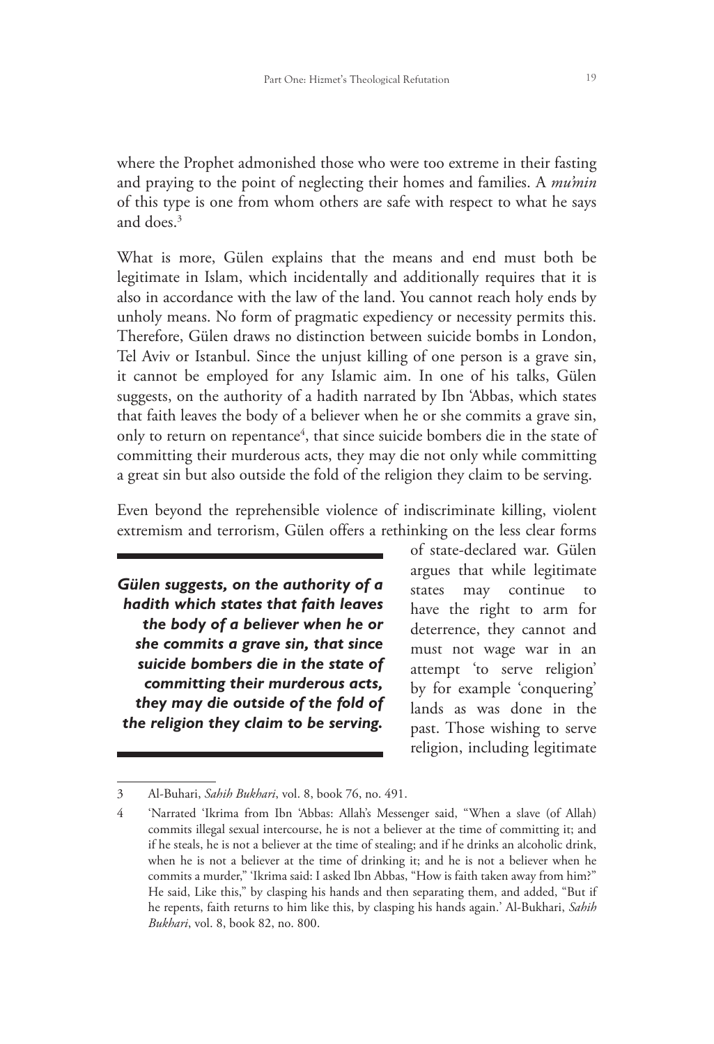where the Prophet admonished those who were too extreme in their fasting and praying to the point of neglecting their homes and families. A *mu'min* of this type is one from whom others are safe with respect to what he says and does.[3]

What is more, Gülen explains that the means and end must both be legitimate in Islam, which incidentally and additionally requires that it is also in accordance with the law of the land. You cannot reach holy ends by unholy means. No form of pragmatic expediency or necessity permits this. Therefore, Gülen draws no distinction between suicide bombs in London, Tel Aviv or Istanbul. Since the unjust killing of one person is a grave sin, it cannot be employed for any Islamic aim. In one of his talks, Gülen suggests, on the authority of a hadith narrated by Ibn 'Abbas, which states that faith leaves the body of a believer when he or she commits a grave sin, only to return on repentance[4], that since suicide bombers die in the state of committing their murderous acts, they may die not only while committing a great sin but also outside the fold of the religion they claim to be serving.

Even beyond the reprehensible violence of indiscriminate killing, violent extremism and terrorism, Gülen offers a rethinking on the less clear forms of state-declared war. Gülen argues that while legitimate states may continue to have the right to arm for deterrence, they cannot and must not wage war in an attempt 'to serve religion' by for example 'conquering' lands as was done in the past. Those wishing to serve religion, including legitimate

> ***Gülen suggests, on the authority of a hadith which states that faith leaves the body of a believer when he or she commits a grave sin, that since suicide bombers die in the state of committing their murderous acts, they may die outside of the fold of the religion they claim to be serving.***

---

3 Al-Buhari, *Sahih Bukhari*, vol. 8, book 76, no. 491.

4 'Narrated 'Ikrima from Ibn 'Abbas: Allah's Messenger said, "When a slave (of Allah) commits illegal sexual intercourse, he is not a believer at the time of committing it; and if he steals, he is not a believer at the time of stealing; and if he drinks an alcoholic drink, when he is not a believer at the time of drinking it; and he is not a believer when he commits a murder," 'Ikrima said: I asked Ibn Abbas, "How is faith taken away from him?" He said, Like this," by clasping his hands and then separating them, and added, "But if he repents, faith returns to him like this, by clasping his hands again.' Al-Bukhari, *Sahih Bukhari*, vol. 8, book 82, no. 800.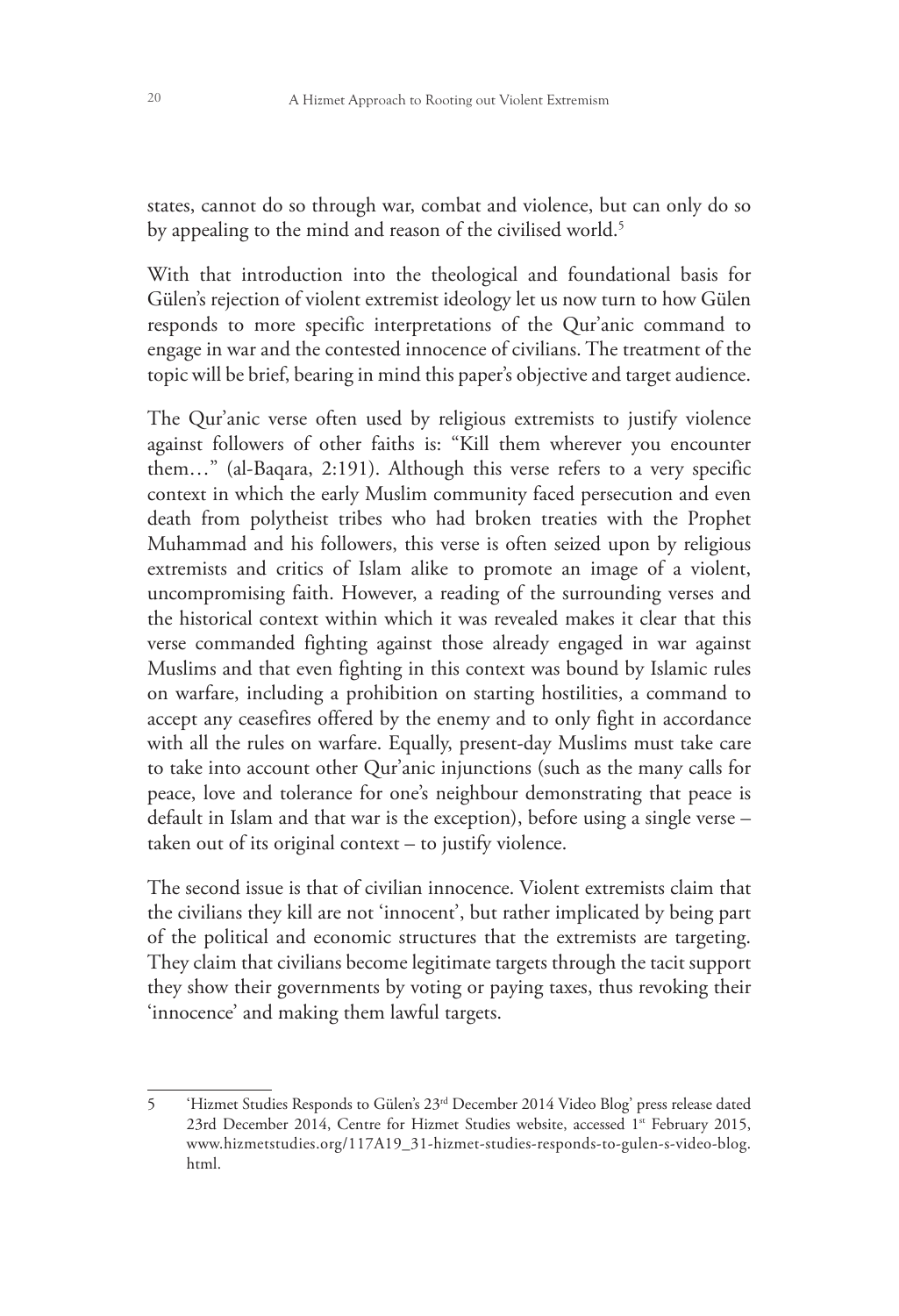states, cannot do so through war, combat and violence, but can only do so by appealing to the mind and reason of the civilised world.[5]

With that introduction into the theological and foundational basis for Gülen's rejection of violent extremist ideology let us now turn to how Gülen responds to more specific interpretations of the Qur'anic command to engage in war and the contested innocence of civilians. The treatment of the topic will be brief, bearing in mind this paper's objective and target audience.

The Qur'anic verse often used by religious extremists to justify violence against followers of other faiths is: "Kill them wherever you encounter them…" (al-Baqara, 2:191). Although this verse refers to a very specific context in which the early Muslim community faced persecution and even death from polytheist tribes who had broken treaties with the Prophet Muhammad and his followers, this verse is often seized upon by religious extremists and critics of Islam alike to promote an image of a violent, uncompromising faith. However, a reading of the surrounding verses and the historical context within which it was revealed makes it clear that this verse commanded fighting against those already engaged in war against Muslims and that even fighting in this context was bound by Islamic rules on warfare, including a prohibition on starting hostilities, a command to accept any ceasefires offered by the enemy and to only fight in accordance with all the rules on warfare. Equally, present-day Muslims must take care to take into account other Qur'anic injunctions (such as the many calls for peace, love and tolerance for one's neighbour demonstrating that peace is default in Islam and that war is the exception), before using a single verse – taken out of its original context – to justify violence.

The second issue is that of civilian innocence. Violent extremists claim that the civilians they kill are not 'innocent', but rather implicated by being part of the political and economic structures that the extremists are targeting. They claim that civilians become legitimate targets through the tacit support they show their governments by voting or paying taxes, thus revoking their 'innocence' and making them lawful targets.

---

5 'Hizmet Studies Responds to Gülen's 23rd December 2014 Video Blog' press release dated 23rd December 2014, Centre for Hizmet Studies website, accessed 1st February 2015, www.hizmetstudies.org/117A19_31-hizmet-studies-responds-to-gulen-s-video-blog.html.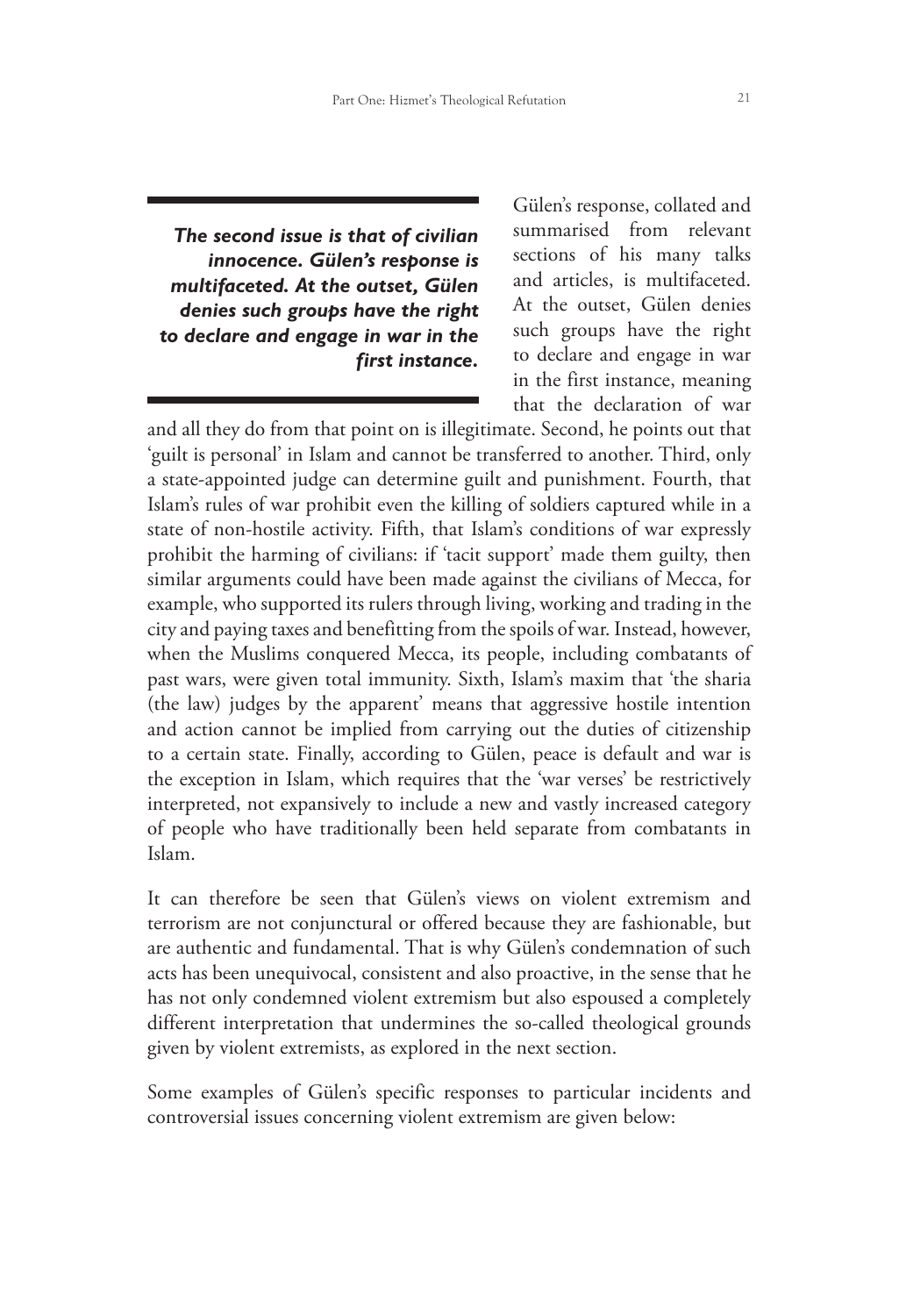> ***The second issue is that of civilian innocence. Gülen's response is multifaceted. At the outset, Gülen denies such groups have the right to declare and engage in war in the first instance.***

Gülen's response, collated and summarised from relevant sections of his many talks and articles, is multifaceted. At the outset, Gülen denies such groups have the right to declare and engage in war in the first instance, meaning that the declaration of war and all they do from that point on is illegitimate. Second, he points out that 'guilt is personal' in Islam and cannot be transferred to another. Third, only a state-appointed judge can determine guilt and punishment. Fourth, that Islam's rules of war prohibit even the killing of soldiers captured while in a state of non-hostile activity. Fifth, that Islam's conditions of war expressly prohibit the harming of civilians: if 'tacit support' made them guilty, then similar arguments could have been made against the civilians of Mecca, for example, who supported its rulers through living, working and trading in the city and paying taxes and benefitting from the spoils of war. Instead, however, when the Muslims conquered Mecca, its people, including combatants of past wars, were given total immunity. Sixth, Islam's maxim that 'the sharia (the law) judges by the apparent' means that aggressive hostile intention and action cannot be implied from carrying out the duties of citizenship to a certain state. Finally, according to Gülen, peace is default and war is the exception in Islam, which requires that the 'war verses' be restrictively interpreted, not expansively to include a new and vastly increased category of people who have traditionally been held separate from combatants in Islam.

It can therefore be seen that Gülen's views on violent extremism and terrorism are not conjunctural or offered because they are fashionable, but are authentic and fundamental. That is why Gülen's condemnation of such acts has been unequivocal, consistent and also proactive, in the sense that he has not only condemned violent extremism but also espoused a completely different interpretation that undermines the so-called theological grounds given by violent extremists, as explored in the next section.

Some examples of Gülen's specific responses to particular incidents and controversial issues concerning violent extremism are given below: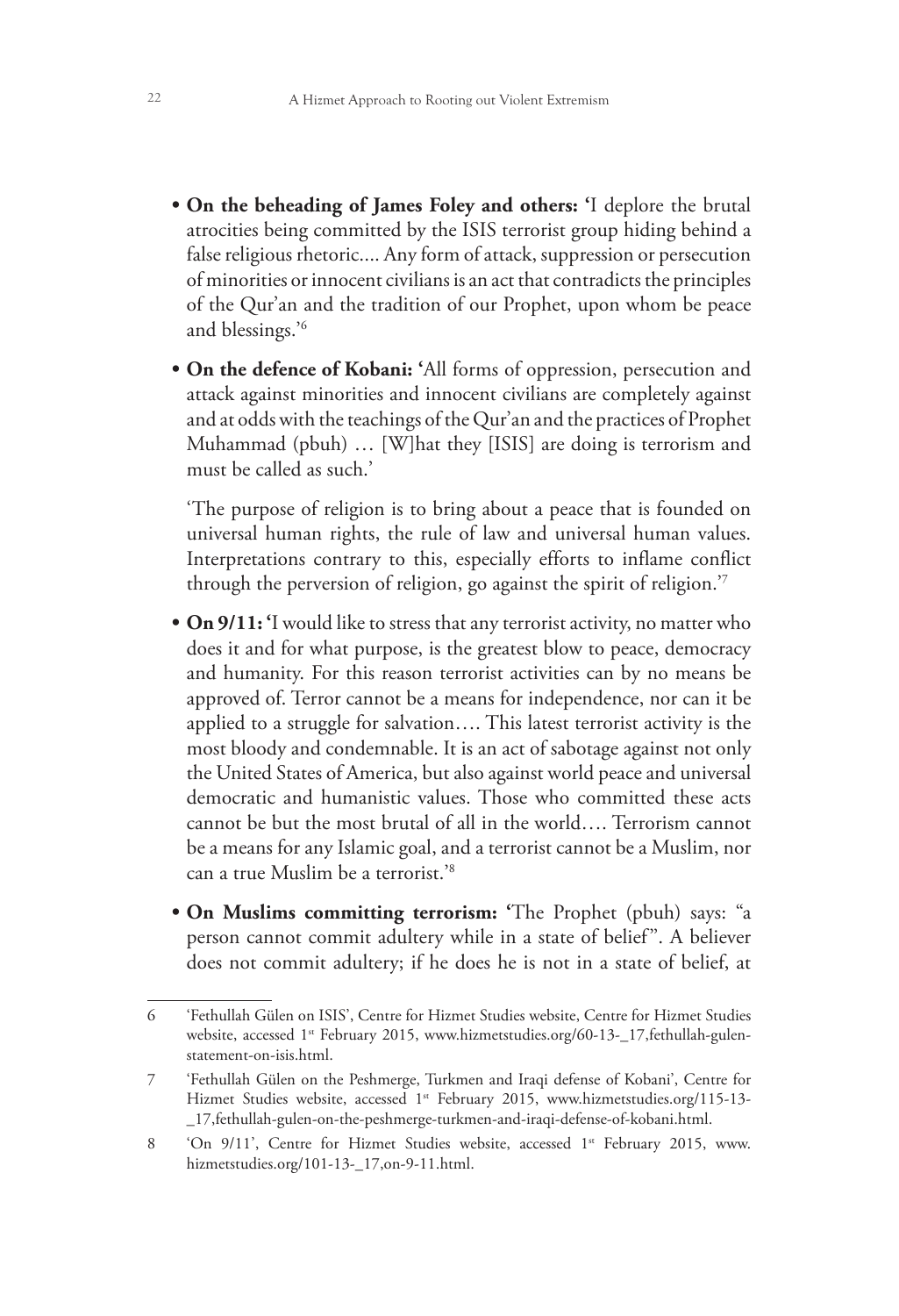- **On the beheading of James Foley and others:** 'I deplore the brutal atrocities being committed by the ISIS terrorist group hiding behind a false religious rhetoric.... Any form of attack, suppression or persecution of minorities or innocent civilians is an act that contradicts the principles of the Qur'an and the tradition of our Prophet, upon whom be peace and blessings.'[6]

- **On the defence of Kobani:** 'All forms of oppression, persecution and attack against minorities and innocent civilians are completely against and at odds with the teachings of the Qur'an and the practices of Prophet Muhammad (pbuh) … [W]hat they [ISIS] are doing is terrorism and must be called as such.'

  'The purpose of religion is to bring about a peace that is founded on universal human rights, the rule of law and universal human values. Interpretations contrary to this, especially efforts to inflame conflict through the perversion of religion, go against the spirit of religion.'[7]

- **On 9/11:** 'I would like to stress that any terrorist activity, no matter who does it and for what purpose, is the greatest blow to peace, democracy and humanity. For this reason terrorist activities can by no means be approved of. Terror cannot be a means for independence, nor can it be applied to a struggle for salvation…. This latest terrorist activity is the most bloody and condemnable. It is an act of sabotage against not only the United States of America, but also against world peace and universal democratic and humanistic values. Those who committed these acts cannot be but the most brutal of all in the world…. Terrorism cannot be a means for any Islamic goal, and a terrorist cannot be a Muslim, nor can a true Muslim be a terrorist.'[8]

- **On Muslims committing terrorism:** 'The Prophet (pbuh) says: "a person cannot commit adultery while in a state of belief". A believer does not commit adultery; if he does he is not in a state of belief, at

---

6 'Fethullah Gülen on ISIS', Centre for Hizmet Studies website, Centre for Hizmet Studies website, accessed 1st February 2015, www.hizmetstudies.org/60-13-_17,fethullah-gulen-statement-on-isis.html.

7 'Fethullah Gülen on the Peshmerge, Turkmen and Iraqi defense of Kobani', Centre for Hizmet Studies website, accessed 1st February 2015, www.hizmetstudies.org/115-13-_17,fethullah-gulen-on-the-peshmerge-turkmen-and-iraqi-defense-of-kobani.html.

8 'On 9/11', Centre for Hizmet Studies website, accessed 1st February 2015, www.hizmetstudies.org/101-13-_17,on-9-11.html.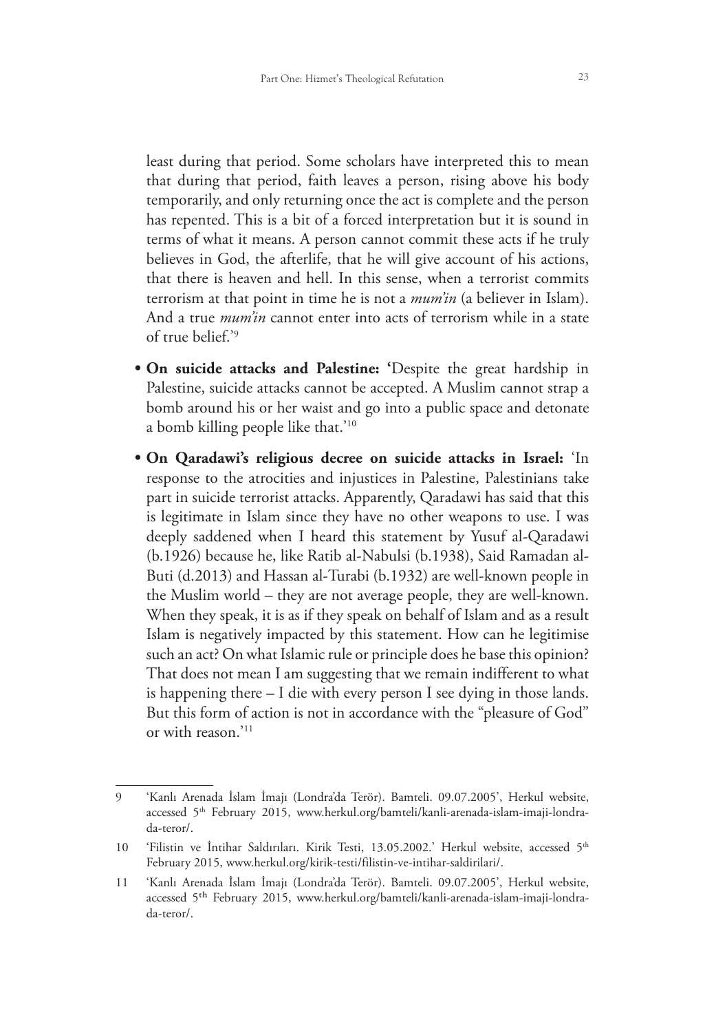least during that period. Some scholars have interpreted this to mean that during that period, faith leaves a person, rising above his body temporarily, and only returning once the act is complete and the person has repented. This is a bit of a forced interpretation but it is sound in terms of what it means. A person cannot commit these acts if he truly believes in God, the afterlife, that he will give account of his actions, that there is heaven and hell. In this sense, when a terrorist commits terrorism at that point in time he is not a *mum'in* (a believer in Islam). And a true *mum'in* cannot enter into acts of terrorism while in a state of true belief.'[9]

- **On suicide attacks and Palestine: '**Despite the great hardship in Palestine, suicide attacks cannot be accepted. A Muslim cannot strap a bomb around his or her waist and go into a public space and detonate a bomb killing people like that.'[10]
- **On Qaradawi's religious decree on suicide attacks in Israel:** 'In response to the atrocities and injustices in Palestine, Palestinians take part in suicide terrorist attacks. Apparently, Qaradawi has said that this is legitimate in Islam since they have no other weapons to use. I was deeply saddened when I heard this statement by Yusuf al-Qaradawi (b.1926) because he, like Ratib al-Nabulsi (b.1938), Said Ramadan al-Buti (d.2013) and Hassan al-Turabi (b.1932) are well-known people in the Muslim world – they are not average people, they are well-known. When they speak, it is as if they speak on behalf of Islam and as a result Islam is negatively impacted by this statement. How can he legitimise such an act? On what Islamic rule or principle does he base this opinion? That does not mean I am suggesting that we remain indifferent to what is happening there – I die with every person I see dying in those lands. But this form of action is not in accordance with the "pleasure of God" or with reason.'[11]

---

9 'Kanlı Arenada İslam İmajı (Londra'da Terör). Bamteli. 09.07.2005', Herkul website, accessed 5th February 2015, www.herkul.org/bamteli/kanli-arenada-islam-imaji-londra-da-teror/.

10 'Filistin ve İntihar Saldırıları. Kirik Testi, 13.05.2002.' Herkul website, accessed 5th February 2015, www.herkul.org/kirik-testi/filistin-ve-intihar-saldirilari/.

11 'Kanlı Arenada İslam İmajı (Londra'da Terör). Bamteli. 09.07.2005', Herkul website, accessed 5th February 2015, www.herkul.org/bamteli/kanli-arenada-islam-imaji-londra-da-teror/.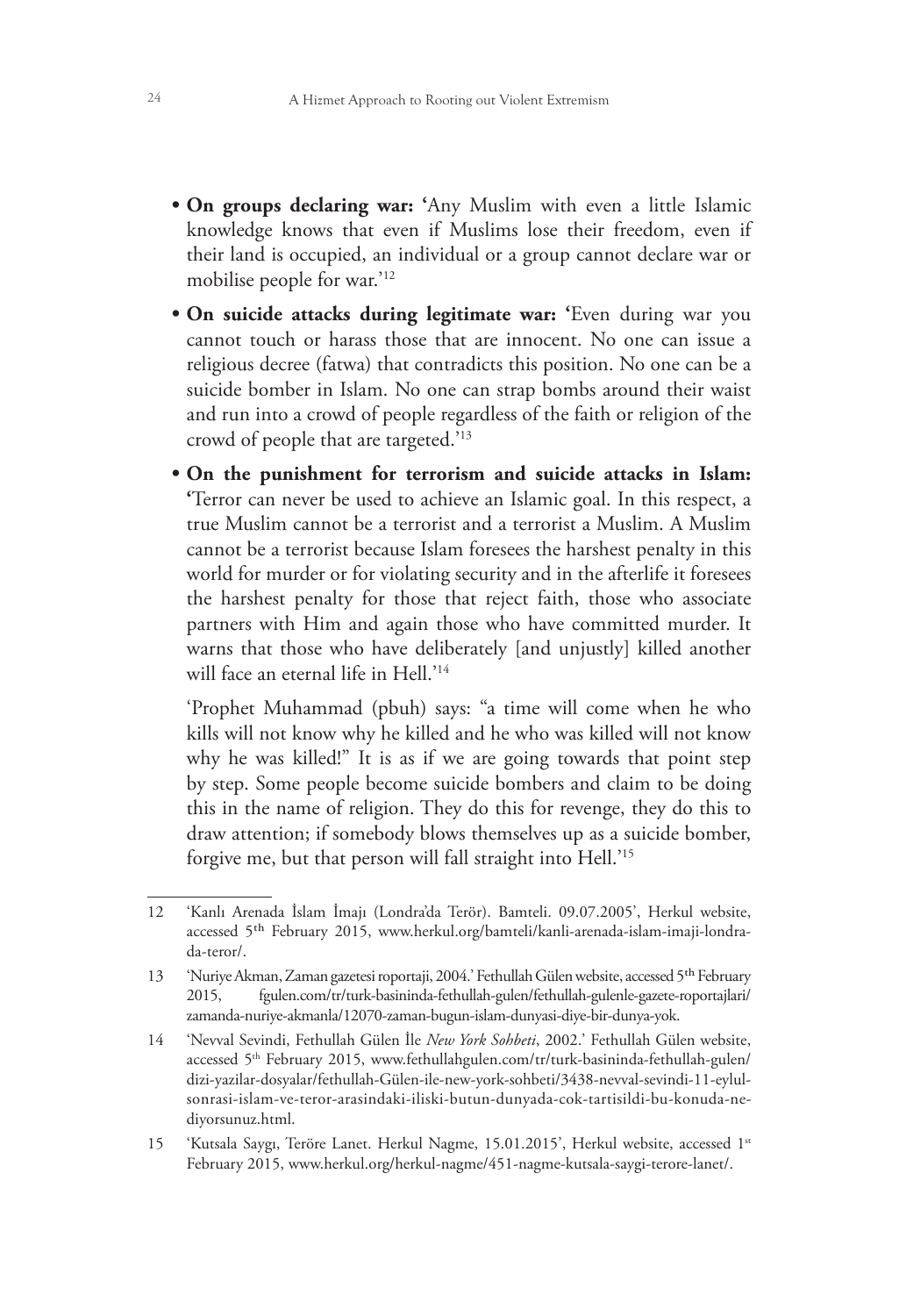- **On groups declaring war:** 'Any Muslim with even a little Islamic knowledge knows that even if Muslims lose their freedom, even if their land is occupied, an individual or a group cannot declare war or mobilise people for war.'[12]
- **On suicide attacks during legitimate war:** 'Even during war you cannot touch or harass those that are innocent. No one can issue a religious decree (fatwa) that contradicts this position. No one can be a suicide bomber in Islam. No one can strap bombs around their waist and run into a crowd of people regardless of the faith or religion of the crowd of people that are targeted.'[13]
- **On the punishment for terrorism and suicide attacks in Islam:** 'Terror can never be used to achieve an Islamic goal. In this respect, a true Muslim cannot be a terrorist and a terrorist a Muslim. A Muslim cannot be a terrorist because Islam foresees the harshest penalty in this world for murder or for violating security and in the afterlife it foresees the harshest penalty for those that reject faith, those who associate partners with Him and again those who have committed murder. It warns that those who have deliberately [and unjustly] killed another will face an eternal life in Hell.'[14]

  'Prophet Muhammad (pbuh) says: "a time will come when he who kills will not know why he killed and he who was killed will not know why he was killed!" It is as if we are going towards that point step by step. Some people become suicide bombers and claim to be doing this in the name of religion. They do this for revenge, they do this to draw attention; if somebody blows themselves up as a suicide bomber, forgive me, but that person will fall straight into Hell.'[15]

---

12 'Kanlı Arenada İslam İmajı (Londra'da Terör). Bamteli. 09.07.2005', Herkul website, accessed 5th February 2015, www.herkul.org/bamteli/kanli-arenada-islam-imaji-londrada-teror/.

13 'Nuriye Akman, Zaman gazetesi roportaji, 2004.' Fethullah Gülen website, accessed 5th February 2015, fgulen.com/tr/turk-basininda-fethullah-gulen/fethullah-gulenle-gazete-roportajlari/zamanda-nuriye-akmanla/12070-zaman-bugun-islam-dunyasi-diye-bir-dunya-yok.

14 'Nevval Sevindi, Fethullah Gülen İle *New York Sohbeti*, 2002.' Fethullah Gülen website, accessed 5th February 2015, www.fethullahgulen.com/tr/turk-basininda-fethullah-gulen/dizi-yazilar-dosyalar/fethullah-Gülen-ile-new-york-sohbeti/3438-nevval-sevindi-11-eylul-sonrasi-islam-ve-teror-arasindaki-iliski-butun-dunyada-cok-tartisildi-bu-konuda-ne-diyorsunuz.html.

15 'Kutsala Saygı, Teröre Lanet. Herkul Nagme, 15.01.2015', Herkul website, accessed 1st February 2015, www.herkul.org/herkul-nagme/451-nagme-kutsala-saygi-terore-lanet/.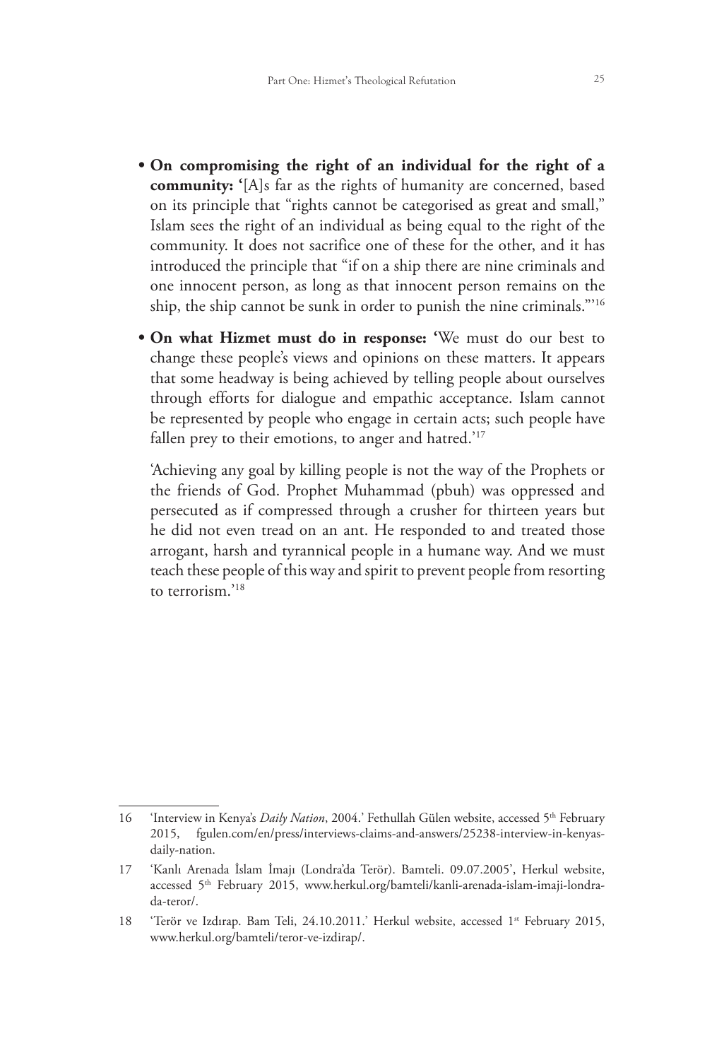- **On compromising the right of an individual for the right of a community:** '[A]s far as the rights of humanity are concerned, based on its principle that "rights cannot be categorised as great and small," Islam sees the right of an individual as being equal to the right of the community. It does not sacrifice one of these for the other, and it has introduced the principle that "if on a ship there are nine criminals and one innocent person, as long as that innocent person remains on the ship, the ship cannot be sunk in order to punish the nine criminals."'[16]

- **On what Hizmet must do in response:** 'We must do our best to change these people's views and opinions on these matters. It appears that some headway is being achieved by telling people about ourselves through efforts for dialogue and empathic acceptance. Islam cannot be represented by people who engage in certain acts; such people have fallen prey to their emotions, to anger and hatred.'[17]

  'Achieving any goal by killing people is not the way of the Prophets or the friends of God. Prophet Muhammad (pbuh) was oppressed and persecuted as if compressed through a crusher for thirteen years but he did not even tread on an ant. He responded to and treated those arrogant, harsh and tyrannical people in a humane way. And we must teach these people of this way and spirit to prevent people from resorting to terrorism.'[18]

---

16 'Interview in Kenya's *Daily Nation*, 2004.' Fethullah Gülen website, accessed 5th February 2015, fgulen.com/en/press/interviews-claims-and-answers/25238-interview-in-kenyas-daily-nation.

17 'Kanlı Arenada İslam İmajı (Londra'da Terör). Bamteli. 09.07.2005', Herkul website, accessed 5th February 2015, www.herkul.org/bamteli/kanli-arenada-islam-imaji-londra-da-teror/.

18 'Terör ve Izdırap. Bam Teli, 24.10.2011.' Herkul website, accessed 1st February 2015, www.herkul.org/bamteli/teror-ve-izdirap/.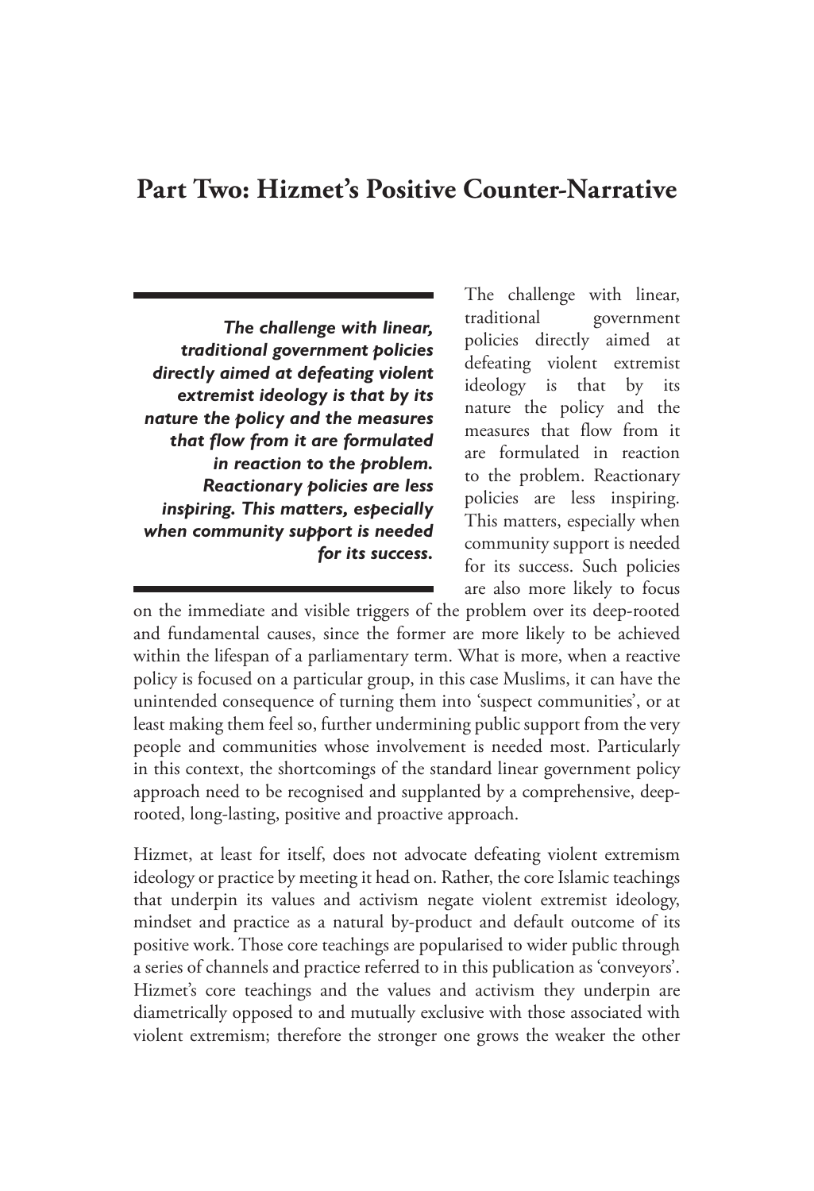# Part Two: Hizmet's Positive Counter-Narrative

> ***The challenge with linear, traditional government policies directly aimed at defeating violent extremist ideology is that by its nature the policy and the measures that flow from it are formulated in reaction to the problem. Reactionary policies are less inspiring. This matters, especially when community support is needed for its success.***

The challenge with linear, traditional government policies directly aimed at defeating violent extremist ideology is that by its nature the policy and the measures that flow from it are formulated in reaction to the problem. Reactionary policies are less inspiring. This matters, especially when community support is needed for its success. Such policies are also more likely to focus on the immediate and visible triggers of the problem over its deep-rooted and fundamental causes, since the former are more likely to be achieved within the lifespan of a parliamentary term. What is more, when a reactive policy is focused on a particular group, in this case Muslims, it can have the unintended consequence of turning them into 'suspect communities', or at least making them feel so, further undermining public support from the very people and communities whose involvement is needed most. Particularly in this context, the shortcomings of the standard linear government policy approach need to be recognised and supplanted by a comprehensive, deep-rooted, long-lasting, positive and proactive approach.

Hizmet, at least for itself, does not advocate defeating violent extremism ideology or practice by meeting it head on. Rather, the core Islamic teachings that underpin its values and activism negate violent extremist ideology, mindset and practice as a natural by-product and default outcome of its positive work. Those core teachings are popularised to wider public through a series of channels and practice referred to in this publication as 'conveyors'. Hizmet's core teachings and the values and activism they underpin are diametrically opposed to and mutually exclusive with those associated with violent extremism; therefore the stronger one grows the weaker the other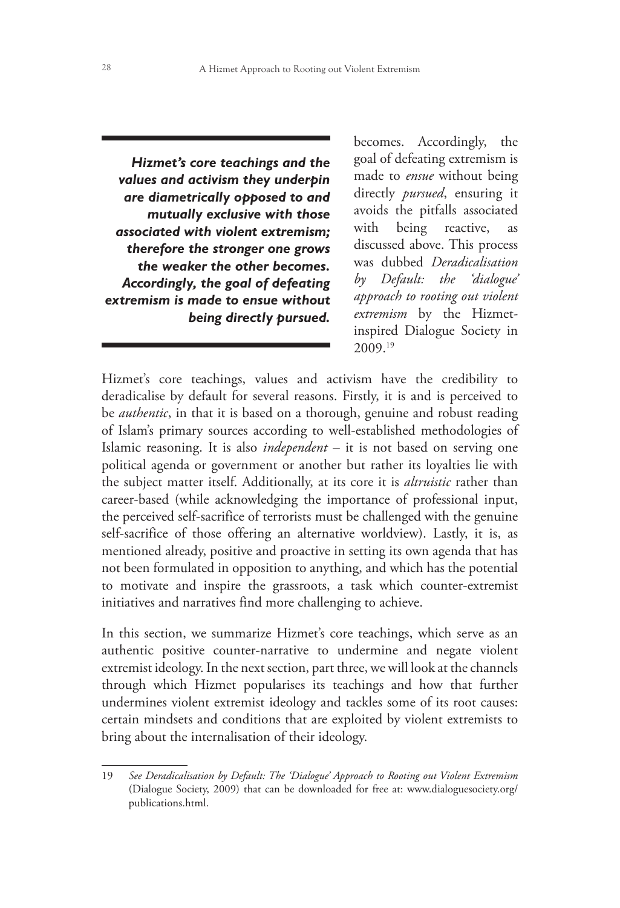> ***Hizmet's core teachings and the values and activism they underpin are diametrically opposed to and mutually exclusive with those associated with violent extremism; therefore the stronger one grows the weaker the other becomes. Accordingly, the goal of defeating extremism is made to ensue without being directly pursued.***

becomes. Accordingly, the goal of defeating extremism is made to *ensue* without being directly *pursued*, ensuring it avoids the pitfalls associated with being reactive, as discussed above. This process was dubbed *Deradicalisation by Default: the 'dialogue' approach to rooting out violent extremism* by the Hizmet-inspired Dialogue Society in 2009.[19]

Hizmet's core teachings, values and activism have the credibility to deradicalise by default for several reasons. Firstly, it is and is perceived to be *authentic*, in that it is based on a thorough, genuine and robust reading of Islam's primary sources according to well-established methodologies of Islamic reasoning. It is also *independent* – it is not based on serving one political agenda or government or another but rather its loyalties lie with the subject matter itself. Additionally, at its core it is *altruistic* rather than career-based (while acknowledging the importance of professional input, the perceived self-sacrifice of terrorists must be challenged with the genuine self-sacrifice of those offering an alternative worldview). Lastly, it is, as mentioned already, positive and proactive in setting its own agenda that has not been formulated in opposition to anything, and which has the potential to motivate and inspire the grassroots, a task which counter-extremist initiatives and narratives find more challenging to achieve.

In this section, we summarize Hizmet's core teachings, which serve as an authentic positive counter-narrative to undermine and negate violent extremist ideology. In the next section, part three, we will look at the channels through which Hizmet popularises its teachings and how that further undermines violent extremist ideology and tackles some of its root causes: certain mindsets and conditions that are exploited by violent extremists to bring about the internalisation of their ideology.

---

19 *See Deradicalisation by Default: The 'Dialogue' Approach to Rooting out Violent Extremism* (Dialogue Society, 2009) that can be downloaded for free at: www.dialoguesociety.org/publications.html.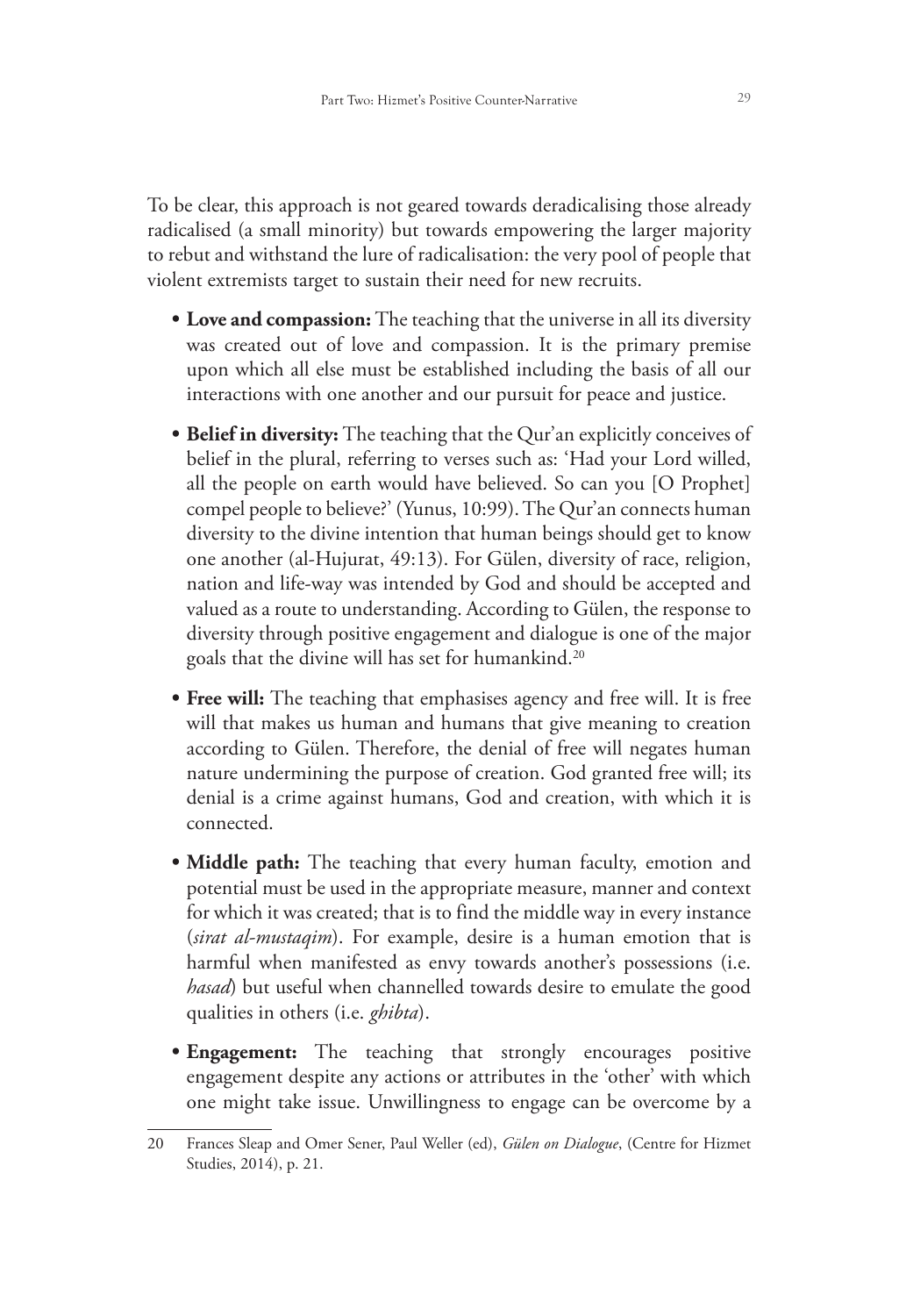To be clear, this approach is not geared towards deradicalising those already radicalised (a small minority) but towards empowering the larger majority to rebut and withstand the lure of radicalisation: the very pool of people that violent extremists target to sustain their need for new recruits.

- **Love and compassion:** The teaching that the universe in all its diversity was created out of love and compassion. It is the primary premise upon which all else must be established including the basis of all our interactions with one another and our pursuit for peace and justice.

- **Belief in diversity:** The teaching that the Qur'an explicitly conceives of belief in the plural, referring to verses such as: 'Had your Lord willed, all the people on earth would have believed. So can you [O Prophet] compel people to believe?' (Yunus, 10:99). The Qur'an connects human diversity to the divine intention that human beings should get to know one another (al-Hujurat, 49:13). For Gülen, diversity of race, religion, nation and life-way was intended by God and should be accepted and valued as a route to understanding. According to Gülen, the response to diversity through positive engagement and dialogue is one of the major goals that the divine will has set for humankind.[20]

- **Free will:** The teaching that emphasises agency and free will. It is free will that makes us human and humans that give meaning to creation according to Gülen. Therefore, the denial of free will negates human nature undermining the purpose of creation. God granted free will; its denial is a crime against humans, God and creation, with which it is connected.

- **Middle path:** The teaching that every human faculty, emotion and potential must be used in the appropriate measure, manner and context for which it was created; that is to find the middle way in every instance (*sirat al-mustaqim*). For example, desire is a human emotion that is harmful when manifested as envy towards another's possessions (i.e. *hasad*) but useful when channelled towards desire to emulate the good qualities in others (i.e. *ghibta*).

- **Engagement:** The teaching that strongly encourages positive engagement despite any actions or attributes in the 'other' with which one might take issue. Unwillingness to engage can be overcome by a

---

20 Frances Sleap and Omer Sener, Paul Weller (ed), *Gülen on Dialogue*, (Centre for Hizmet Studies, 2014), p. 21.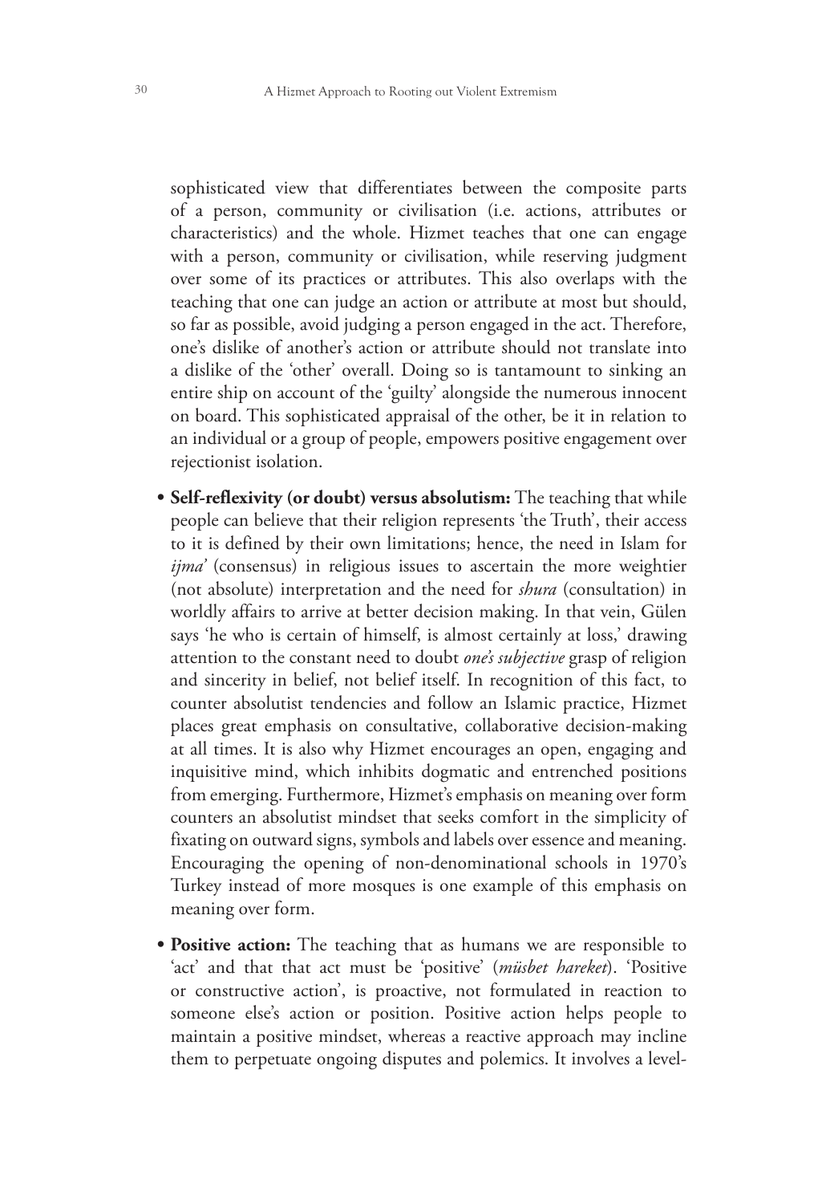sophisticated view that differentiates between the composite parts of a person, community or civilisation (i.e. actions, attributes or characteristics) and the whole. Hizmet teaches that one can engage with a person, community or civilisation, while reserving judgment over some of its practices or attributes. This also overlaps with the teaching that one can judge an action or attribute at most but should, so far as possible, avoid judging a person engaged in the act. Therefore, one's dislike of another's action or attribute should not translate into a dislike of the 'other' overall. Doing so is tantamount to sinking an entire ship on account of the 'guilty' alongside the numerous innocent on board. This sophisticated appraisal of the other, be it in relation to an individual or a group of people, empowers positive engagement over rejectionist isolation.

- **Self-reflexivity (or doubt) versus absolutism:** The teaching that while people can believe that their religion represents 'the Truth', their access to it is defined by their own limitations; hence, the need in Islam for *ijma'* (consensus) in religious issues to ascertain the more weightier (not absolute) interpretation and the need for *shura* (consultation) in worldly affairs to arrive at better decision making. In that vein, Gülen says 'he who is certain of himself, is almost certainly at loss,' drawing attention to the constant need to doubt *one's subjective* grasp of religion and sincerity in belief, not belief itself. In recognition of this fact, to counter absolutist tendencies and follow an Islamic practice, Hizmet places great emphasis on consultative, collaborative decision-making at all times. It is also why Hizmet encourages an open, engaging and inquisitive mind, which inhibits dogmatic and entrenched positions from emerging. Furthermore, Hizmet's emphasis on meaning over form counters an absolutist mindset that seeks comfort in the simplicity of fixating on outward signs, symbols and labels over essence and meaning. Encouraging the opening of non-denominational schools in 1970's Turkey instead of more mosques is one example of this emphasis on meaning over form.

- **Positive action:** The teaching that as humans we are responsible to 'act' and that that act must be 'positive' (*müsbet hareket*). 'Positive or constructive action', is proactive, not formulated in reaction to someone else's action or position. Positive action helps people to maintain a positive mindset, whereas a reactive approach may incline them to perpetuate ongoing disputes and polemics. It involves a level-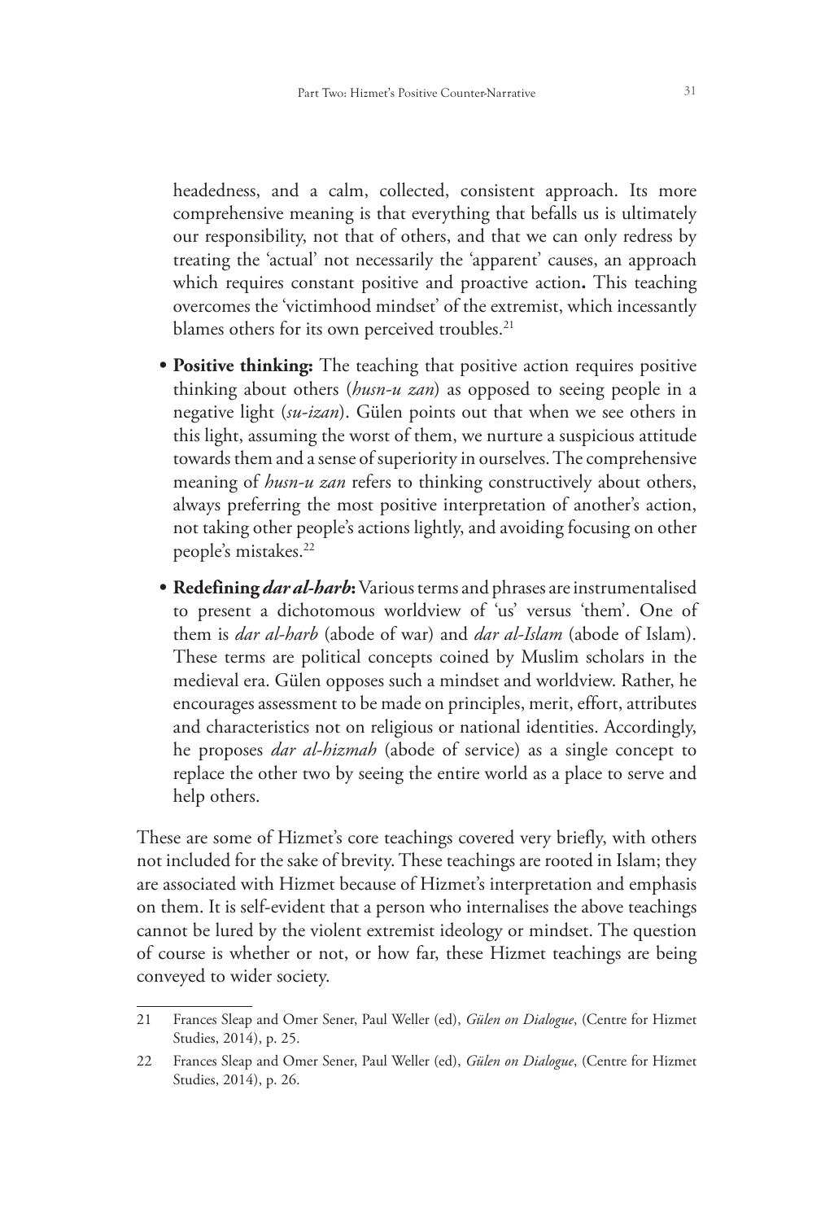headedness, and a calm, collected, consistent approach. Its more comprehensive meaning is that everything that befalls us is ultimately our responsibility, not that of others, and that we can only redress by treating the 'actual' not necessarily the 'apparent' causes, an approach which requires constant positive and proactive action**.** This teaching overcomes the 'victimhood mindset' of the extremist, which incessantly blames others for its own perceived troubles.[21]

- **Positive thinking:** The teaching that positive action requires positive thinking about others (*husn-u zan*) as opposed to seeing people in a negative light (*su-izan*). Gülen points out that when we see others in this light, assuming the worst of them, we nurture a suspicious attitude towards them and a sense of superiority in ourselves. The comprehensive meaning of *husn-u zan* refers to thinking constructively about others, always preferring the most positive interpretation of another's action, not taking other people's actions lightly, and avoiding focusing on other people's mistakes.[22]

- **Redefining *dar al-harb*:** Various terms and phrases are instrumentalised to present a dichotomous worldview of 'us' versus 'them'. One of them is *dar al-harb* (abode of war) and *dar al-Islam* (abode of Islam). These terms are political concepts coined by Muslim scholars in the medieval era. Gülen opposes such a mindset and worldview. Rather, he encourages assessment to be made on principles, merit, effort, attributes and characteristics not on religious or national identities. Accordingly, he proposes *dar al-hizmah* (abode of service) as a single concept to replace the other two by seeing the entire world as a place to serve and help others.

These are some of Hizmet's core teachings covered very briefly, with others not included for the sake of brevity. These teachings are rooted in Islam; they are associated with Hizmet because of Hizmet's interpretation and emphasis on them. It is self-evident that a person who internalises the above teachings cannot be lured by the violent extremist ideology or mindset. The question of course is whether or not, or how far, these Hizmet teachings are being conveyed to wider society.

---

21 Frances Sleap and Omer Sener, Paul Weller (ed), *Gülen on Dialogue*, (Centre for Hizmet Studies, 2014), p. 25.

22 Frances Sleap and Omer Sener, Paul Weller (ed), *Gülen on Dialogue*, (Centre for Hizmet Studies, 2014), p. 26.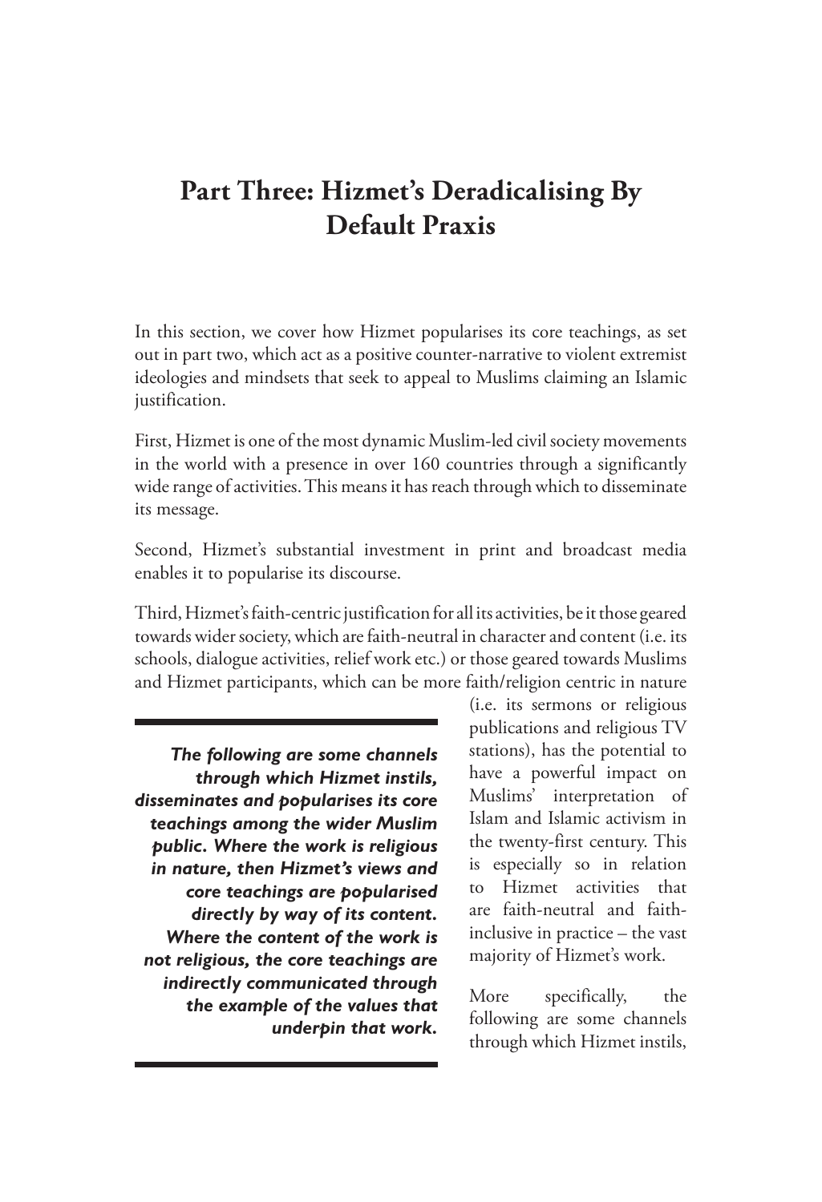# Part Three: Hizmet's Deradicalising By Default Praxis

In this section, we cover how Hizmet popularises its core teachings, as set out in part two, which act as a positive counter-narrative to violent extremist ideologies and mindsets that seek to appeal to Muslims claiming an Islamic justification.

First, Hizmet is one of the most dynamic Muslim-led civil society movements in the world with a presence in over 160 countries through a significantly wide range of activities. This means it has reach through which to disseminate its message.

Second, Hizmet's substantial investment in print and broadcast media enables it to popularise its discourse.

Third, Hizmet's faith-centric justification for all its activities, be it those geared towards wider society, which are faith-neutral in character and content (i.e. its schools, dialogue activities, relief work etc.) or those geared towards Muslims and Hizmet participants, which can be more faith/religion centric in nature (i.e. its sermons or religious publications and religious TV stations), has the potential to have a powerful impact on Muslims' interpretation of Islam and Islamic activism in the twenty-first century. This is especially so in relation to Hizmet activities that are faith-neutral and faith-inclusive in practice – the vast majority of Hizmet's work.

> ***The following are some channels through which Hizmet instils, disseminates and popularises its core teachings among the wider Muslim public. Where the work is religious in nature, then Hizmet's views and core teachings are popularised directly by way of its content. Where the content of the work is not religious, the core teachings are indirectly communicated through the example of the values that underpin that work.***

More specifically, the following are some channels through which Hizmet instils,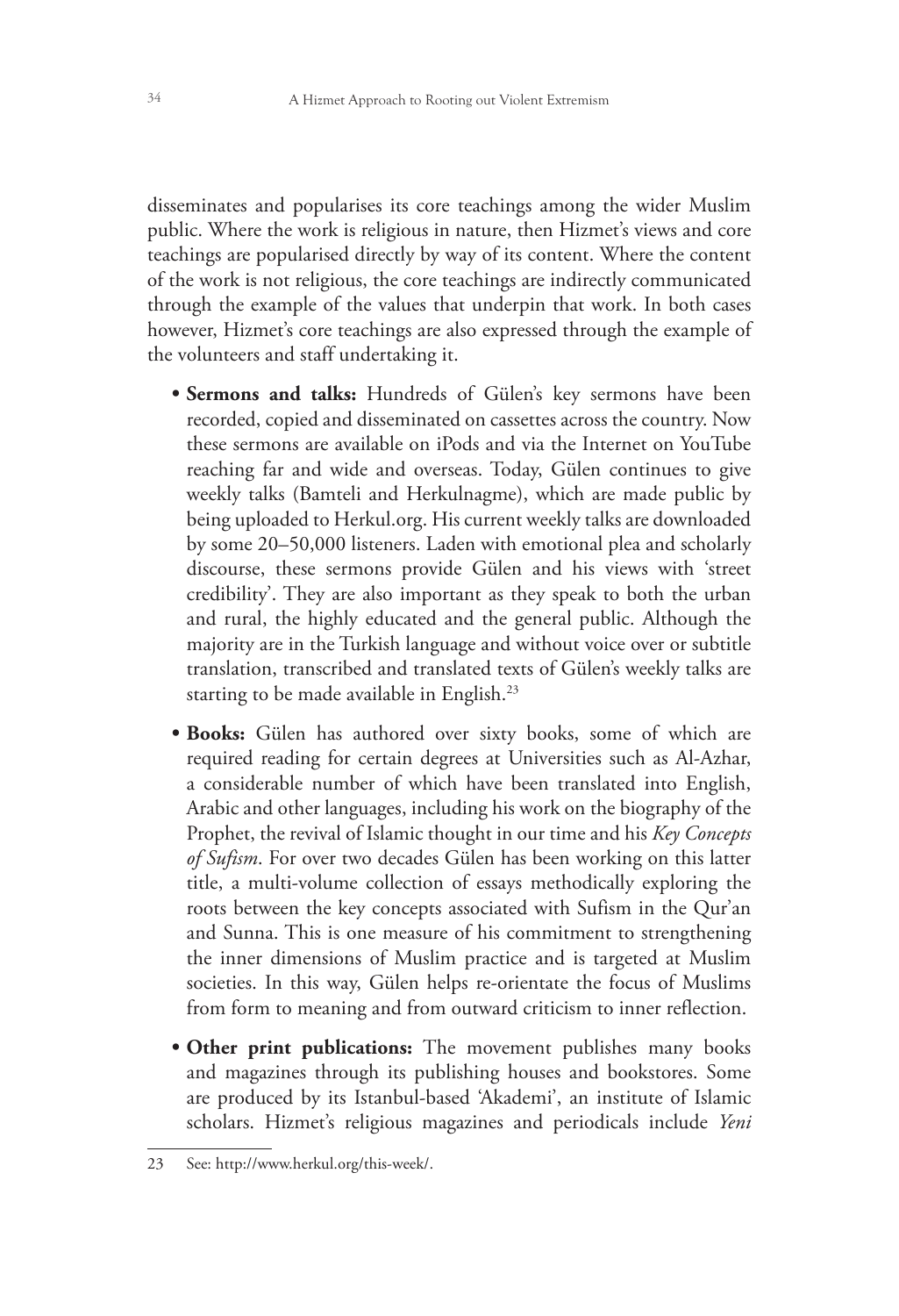disseminates and popularises its core teachings among the wider Muslim public. Where the work is religious in nature, then Hizmet's views and core teachings are popularised directly by way of its content. Where the content of the work is not religious, the core teachings are indirectly communicated through the example of the values that underpin that work. In both cases however, Hizmet's core teachings are also expressed through the example of the volunteers and staff undertaking it.

- **Sermons and talks:** Hundreds of Gülen's key sermons have been recorded, copied and disseminated on cassettes across the country. Now these sermons are available on iPods and via the Internet on YouTube reaching far and wide and overseas. Today, Gülen continues to give weekly talks (Bamteli and Herkulnagme), which are made public by being uploaded to Herkul.org. His current weekly talks are downloaded by some 20–50,000 listeners. Laden with emotional plea and scholarly discourse, these sermons provide Gülen and his views with 'street credibility'. They are also important as they speak to both the urban and rural, the highly educated and the general public. Although the majority are in the Turkish language and without voice over or subtitle translation, transcribed and translated texts of Gülen's weekly talks are starting to be made available in English.[23]

- **Books:** Gülen has authored over sixty books, some of which are required reading for certain degrees at Universities such as Al-Azhar, a considerable number of which have been translated into English, Arabic and other languages, including his work on the biography of the Prophet, the revival of Islamic thought in our time and his *Key Concepts of Sufism*. For over two decades Gülen has been working on this latter title, a multi-volume collection of essays methodically exploring the roots between the key concepts associated with Sufism in the Qur'an and Sunna. This is one measure of his commitment to strengthening the inner dimensions of Muslim practice and is targeted at Muslim societies. In this way, Gülen helps re-orientate the focus of Muslims from form to meaning and from outward criticism to inner reflection.

- **Other print publications:** The movement publishes many books and magazines through its publishing houses and bookstores. Some are produced by its Istanbul-based 'Akademi', an institute of Islamic scholars. Hizmet's religious magazines and periodicals include *Yeni*

---

23 See: http://www.herkul.org/this-week/.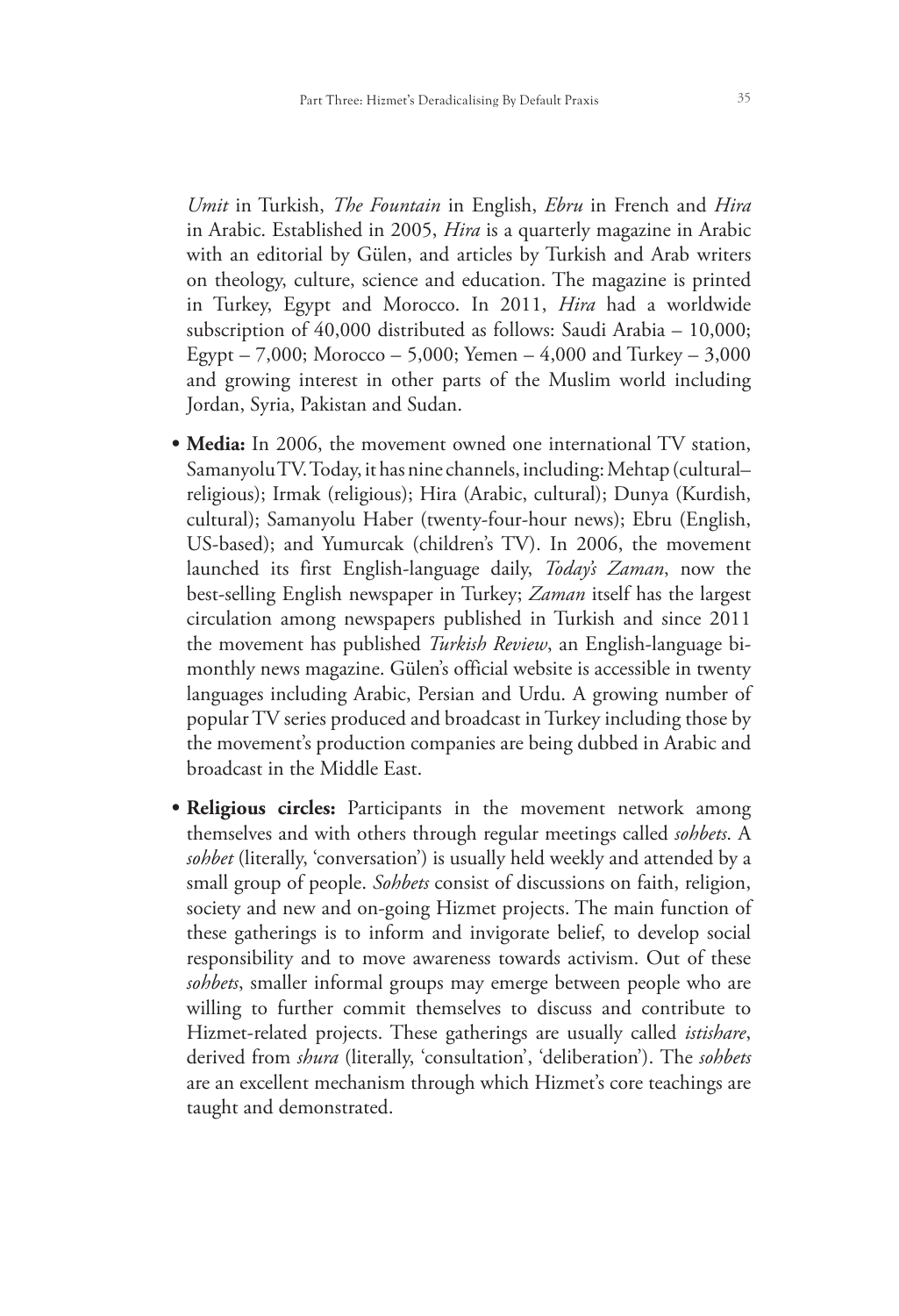*Umit* in Turkish, *The Fountain* in English, *Ebru* in French and *Hira* in Arabic. Established in 2005, *Hira* is a quarterly magazine in Arabic with an editorial by Gülen, and articles by Turkish and Arab writers on theology, culture, science and education. The magazine is printed in Turkey, Egypt and Morocco. In 2011, *Hira* had a worldwide subscription of 40,000 distributed as follows: Saudi Arabia – 10,000; Egypt – 7,000; Morocco – 5,000; Yemen – 4,000 and Turkey – 3,000 and growing interest in other parts of the Muslim world including Jordan, Syria, Pakistan and Sudan.

- **Media:** In 2006, the movement owned one international TV station, Samanyolu TV. Today, it has nine channels, including: Mehtap (cultural–religious); Irmak (religious); Hira (Arabic, cultural); Dunya (Kurdish, cultural); Samanyolu Haber (twenty-four-hour news); Ebru (English, US-based); and Yumurcak (children's TV). In 2006, the movement launched its first English-language daily, *Today's Zaman*, now the best-selling English newspaper in Turkey; *Zaman* itself has the largest circulation among newspapers published in Turkish and since 2011 the movement has published *Turkish Review*, an English-language bi-monthly news magazine. Gülen's official website is accessible in twenty languages including Arabic, Persian and Urdu. A growing number of popular TV series produced and broadcast in Turkey including those by the movement's production companies are being dubbed in Arabic and broadcast in the Middle East.

- **Religious circles:** Participants in the movement network among themselves and with others through regular meetings called *sohbets*. A *sohbet* (literally, 'conversation') is usually held weekly and attended by a small group of people. *Sohbets* consist of discussions on faith, religion, society and new and on-going Hizmet projects. The main function of these gatherings is to inform and invigorate belief, to develop social responsibility and to move awareness towards activism. Out of these *sohbets*, smaller informal groups may emerge between people who are willing to further commit themselves to discuss and contribute to Hizmet-related projects. These gatherings are usually called *istishare*, derived from *shura* (literally, 'consultation', 'deliberation'). The *sohbets* are an excellent mechanism through which Hizmet's core teachings are taught and demonstrated.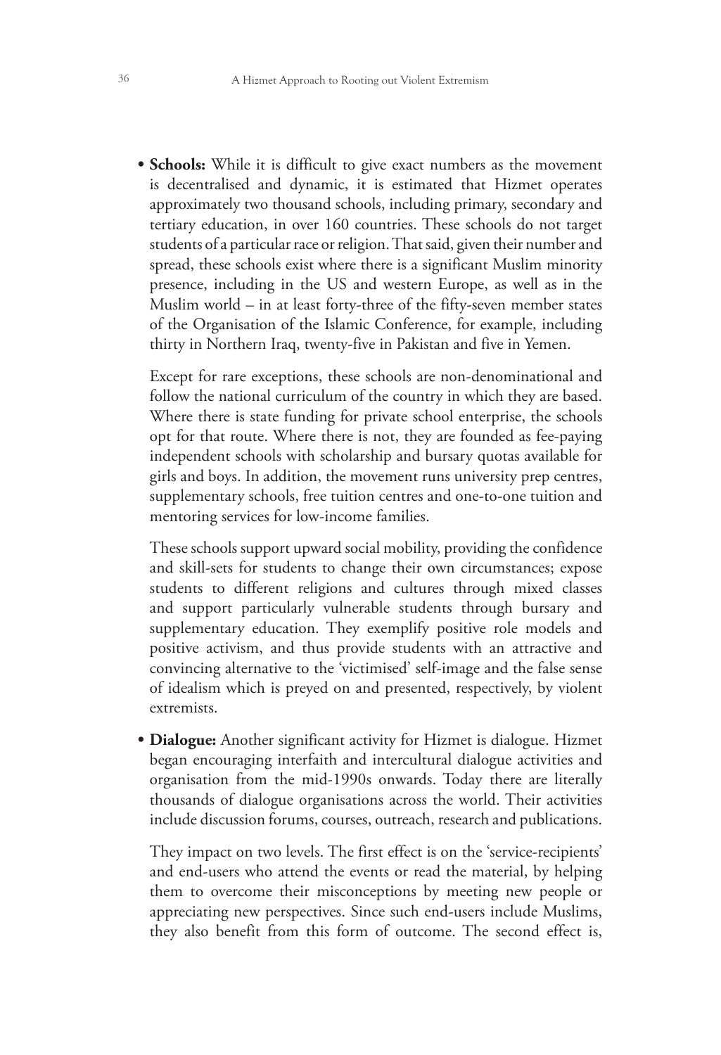- **Schools:** While it is difficult to give exact numbers as the movement is decentralised and dynamic, it is estimated that Hizmet operates approximately two thousand schools, including primary, secondary and tertiary education, in over 160 countries. These schools do not target students of a particular race or religion. That said, given their number and spread, these schools exist where there is a significant Muslim minority presence, including in the US and western Europe, as well as in the Muslim world – in at least forty-three of the fifty-seven member states of the Organisation of the Islamic Conference, for example, including thirty in Northern Iraq, twenty-five in Pakistan and five in Yemen.

  Except for rare exceptions, these schools are non-denominational and follow the national curriculum of the country in which they are based. Where there is state funding for private school enterprise, the schools opt for that route. Where there is not, they are founded as fee-paying independent schools with scholarship and bursary quotas available for girls and boys. In addition, the movement runs university prep centres, supplementary schools, free tuition centres and one-to-one tuition and mentoring services for low-income families.

  These schools support upward social mobility, providing the confidence and skill-sets for students to change their own circumstances; expose students to different religions and cultures through mixed classes and support particularly vulnerable students through bursary and supplementary education. They exemplify positive role models and positive activism, and thus provide students with an attractive and convincing alternative to the 'victimised' self-image and the false sense of idealism which is preyed on and presented, respectively, by violent extremists.

- **Dialogue:** Another significant activity for Hizmet is dialogue. Hizmet began encouraging interfaith and intercultural dialogue activities and organisation from the mid-1990s onwards. Today there are literally thousands of dialogue organisations across the world. Their activities include discussion forums, courses, outreach, research and publications.

  They impact on two levels. The first effect is on the 'service-recipients' and end-users who attend the events or read the material, by helping them to overcome their misconceptions by meeting new people or appreciating new perspectives. Since such end-users include Muslims, they also benefit from this form of outcome. The second effect is,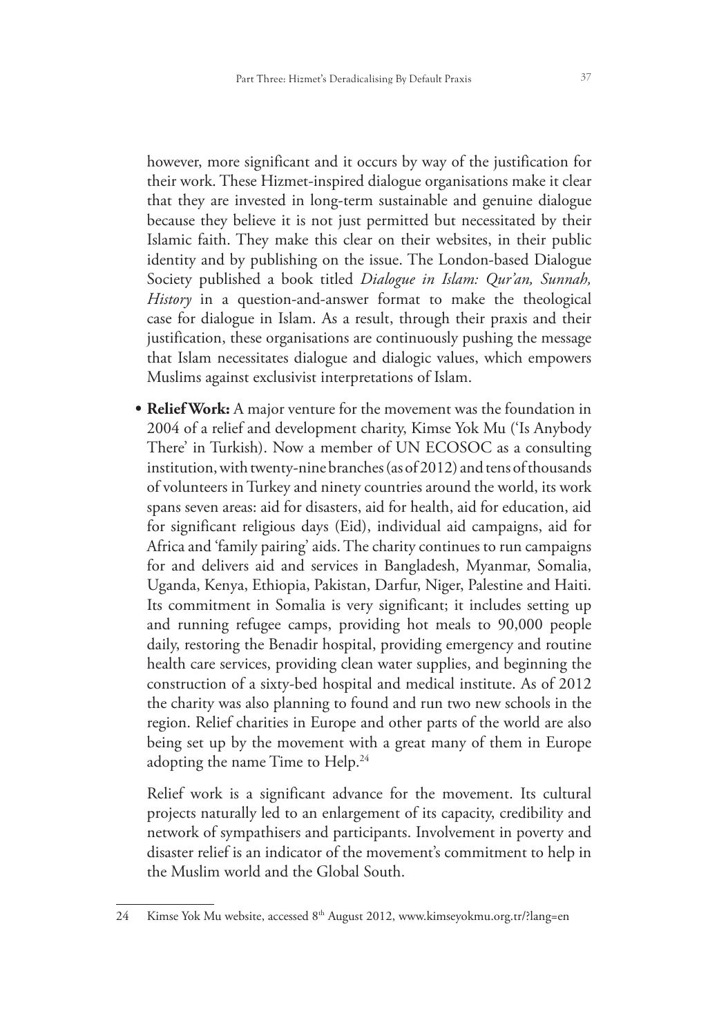however, more significant and it occurs by way of the justification for their work. These Hizmet-inspired dialogue organisations make it clear that they are invested in long-term sustainable and genuine dialogue because they believe it is not just permitted but necessitated by their Islamic faith. They make this clear on their websites, in their public identity and by publishing on the issue. The London-based Dialogue Society published a book titled *Dialogue in Islam: Qur'an, Sunnah, History* in a question-and-answer format to make the theological case for dialogue in Islam. As a result, through their praxis and their justification, these organisations are continuously pushing the message that Islam necessitates dialogue and dialogic values, which empowers Muslims against exclusivist interpretations of Islam.

- **Relief Work:** A major venture for the movement was the foundation in 2004 of a relief and development charity, Kimse Yok Mu ('Is Anybody There' in Turkish). Now a member of UN ECOSOC as a consulting institution, with twenty-nine branches (as of 2012) and tens of thousands of volunteers in Turkey and ninety countries around the world, its work spans seven areas: aid for disasters, aid for health, aid for education, aid for significant religious days (Eid), individual aid campaigns, aid for Africa and 'family pairing' aids. The charity continues to run campaigns for and delivers aid and services in Bangladesh, Myanmar, Somalia, Uganda, Kenya, Ethiopia, Pakistan, Darfur, Niger, Palestine and Haiti. Its commitment in Somalia is very significant; it includes setting up and running refugee camps, providing hot meals to 90,000 people daily, restoring the Benadir hospital, providing emergency and routine health care services, providing clean water supplies, and beginning the construction of a sixty-bed hospital and medical institute. As of 2012 the charity was also planning to found and run two new schools in the region. Relief charities in Europe and other parts of the world are also being set up by the movement with a great many of them in Europe adopting the name Time to Help.[24]

  Relief work is a significant advance for the movement. Its cultural projects naturally led to an enlargement of its capacity, credibility and network of sympathisers and participants. Involvement in poverty and disaster relief is an indicator of the movement's commitment to help in the Muslim world and the Global South.

---

24 Kimse Yok Mu website, accessed 8th August 2012, www.kimseyokmu.org.tr/?lang=en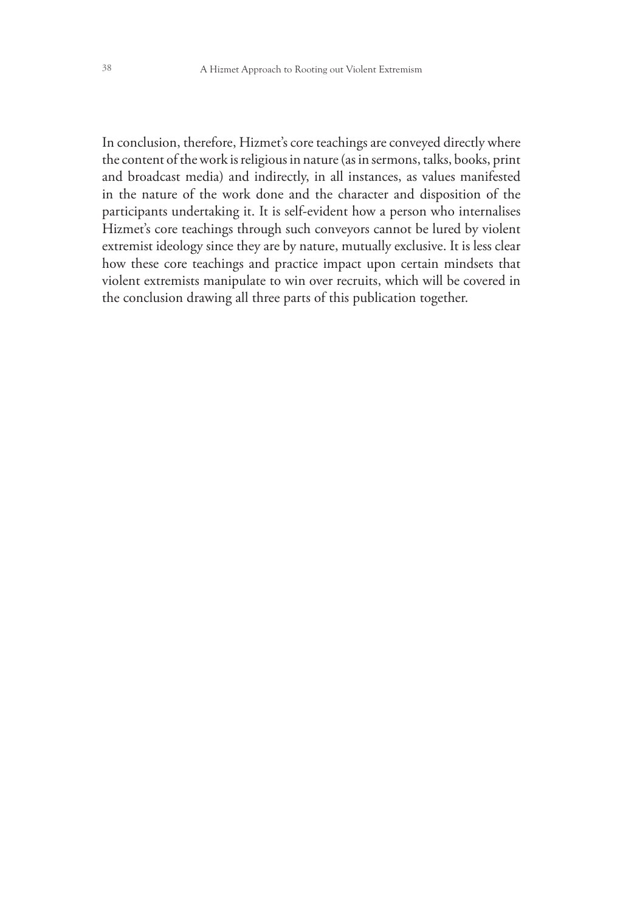In conclusion, therefore, Hizmet's core teachings are conveyed directly where the content of the work is religious in nature (as in sermons, talks, books, print and broadcast media) and indirectly, in all instances, as values manifested in the nature of the work done and the character and disposition of the participants undertaking it. It is self-evident how a person who internalises Hizmet's core teachings through such conveyors cannot be lured by violent extremist ideology since they are by nature, mutually exclusive. It is less clear how these core teachings and practice impact upon certain mindsets that violent extremists manipulate to win over recruits, which will be covered in the conclusion drawing all three parts of this publication together.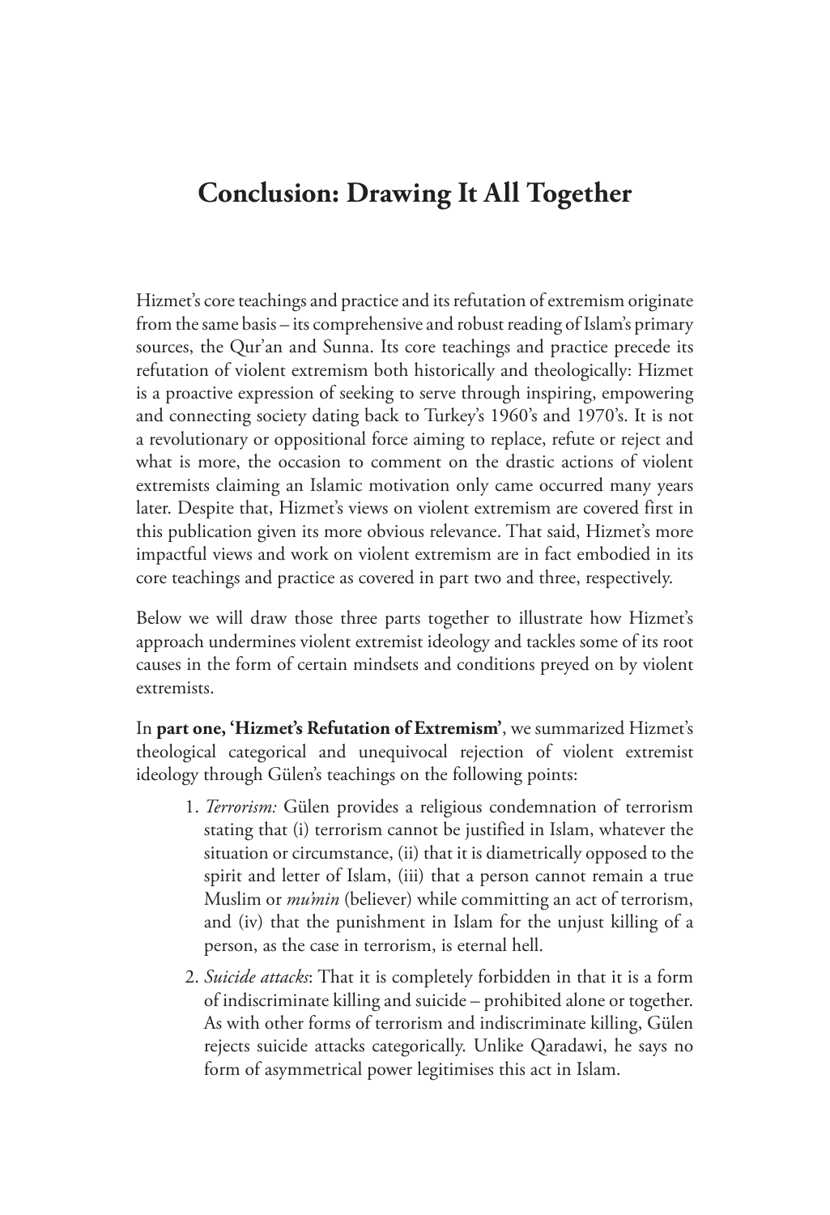# Conclusion: Drawing It All Together

Hizmet's core teachings and practice and its refutation of extremism originate from the same basis – its comprehensive and robust reading of Islam's primary sources, the Qur'an and Sunna. Its core teachings and practice precede its refutation of violent extremism both historically and theologically: Hizmet is a proactive expression of seeking to serve through inspiring, empowering and connecting society dating back to Turkey's 1960's and 1970's. It is not a revolutionary or oppositional force aiming to replace, refute or reject and what is more, the occasion to comment on the drastic actions of violent extremists claiming an Islamic motivation only came occurred many years later. Despite that, Hizmet's views on violent extremism are covered first in this publication given its more obvious relevance. That said, Hizmet's more impactful views and work on violent extremism are in fact embodied in its core teachings and practice as covered in part two and three, respectively.

Below we will draw those three parts together to illustrate how Hizmet's approach undermines violent extremist ideology and tackles some of its root causes in the form of certain mindsets and conditions preyed on by violent extremists.

In **part one, 'Hizmet's Refutation of Extremism'**, we summarized Hizmet's theological categorical and unequivocal rejection of violent extremist ideology through Gülen's teachings on the following points:

1. *Terrorism:* Gülen provides a religious condemnation of terrorism stating that (i) terrorism cannot be justified in Islam, whatever the situation or circumstance, (ii) that it is diametrically opposed to the spirit and letter of Islam, (iii) that a person cannot remain a true Muslim or *mu'min* (believer) while committing an act of terrorism, and (iv) that the punishment in Islam for the unjust killing of a person, as the case in terrorism, is eternal hell.
2. *Suicide attacks*: That it is completely forbidden in that it is a form of indiscriminate killing and suicide – prohibited alone or together. As with other forms of terrorism and indiscriminate killing, Gülen rejects suicide attacks categorically. Unlike Qaradawi, he says no form of asymmetrical power legitimises this act in Islam.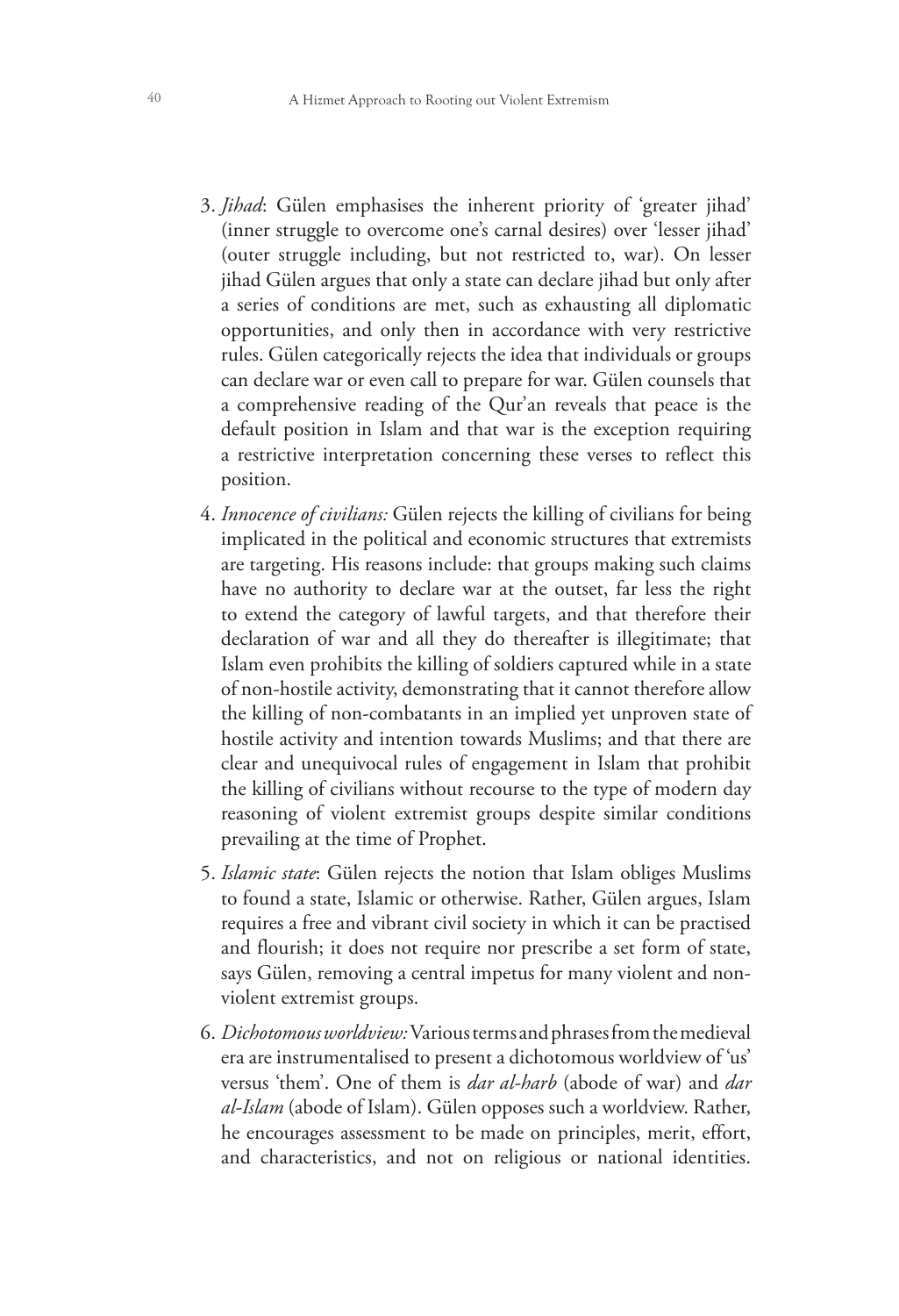3. *Jihad*: Gülen emphasises the inherent priority of 'greater jihad' (inner struggle to overcome one's carnal desires) over 'lesser jihad' (outer struggle including, but not restricted to, war). On lesser jihad Gülen argues that only a state can declare jihad but only after a series of conditions are met, such as exhausting all diplomatic opportunities, and only then in accordance with very restrictive rules. Gülen categorically rejects the idea that individuals or groups can declare war or even call to prepare for war. Gülen counsels that a comprehensive reading of the Qur'an reveals that peace is the default position in Islam and that war is the exception requiring a restrictive interpretation concerning these verses to reflect this position.
4. *Innocence of civilians:* Gülen rejects the killing of civilians for being implicated in the political and economic structures that extremists are targeting. His reasons include: that groups making such claims have no authority to declare war at the outset, far less the right to extend the category of lawful targets, and that therefore their declaration of war and all they do thereafter is illegitimate; that Islam even prohibits the killing of soldiers captured while in a state of non-hostile activity, demonstrating that it cannot therefore allow the killing of non-combatants in an implied yet unproven state of hostile activity and intention towards Muslims; and that there are clear and unequivocal rules of engagement in Islam that prohibit the killing of civilians without recourse to the type of modern day reasoning of violent extremist groups despite similar conditions prevailing at the time of Prophet.
5. *Islamic state*: Gülen rejects the notion that Islam obliges Muslims to found a state, Islamic or otherwise. Rather, Gülen argues, Islam requires a free and vibrant civil society in which it can be practised and flourish; it does not require nor prescribe a set form of state, says Gülen, removing a central impetus for many violent and non-violent extremist groups.
6. *Dichotomous worldview:* Various terms and phrases from the medieval era are instrumentalised to present a dichotomous worldview of 'us' versus 'them'. One of them is *dar al-harb* (abode of war) and *dar al-Islam* (abode of Islam). Gülen opposes such a worldview. Rather, he encourages assessment to be made on principles, merit, effort, and characteristics, and not on religious or national identities.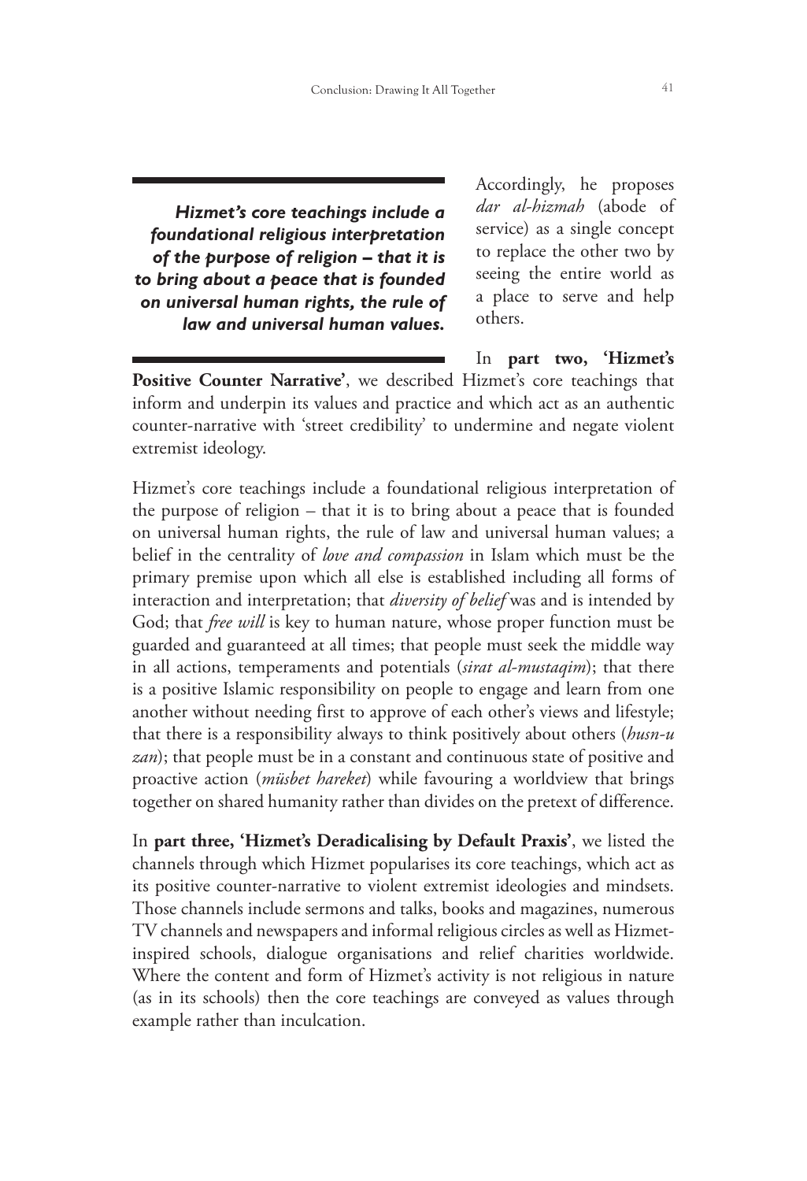> ***Hizmet's core teachings include a foundational religious interpretation of the purpose of religion – that it is to bring about a peace that is founded on universal human rights, the rule of law and universal human values.***

Accordingly, he proposes *dar al-hizmah* (abode of service) as a single concept to replace the other two by seeing the entire world as a place to serve and help others.

In **part two, 'Hizmet's Positive Counter Narrative'**, we described Hizmet's core teachings that inform and underpin its values and practice and which act as an authentic counter-narrative with 'street credibility' to undermine and negate violent extremist ideology.

Hizmet's core teachings include a foundational religious interpretation of the purpose of religion – that it is to bring about a peace that is founded on universal human rights, the rule of law and universal human values; a belief in the centrality of *love and compassion* in Islam which must be the primary premise upon which all else is established including all forms of interaction and interpretation; that *diversity of belief* was and is intended by God; that *free will* is key to human nature, whose proper function must be guarded and guaranteed at all times; that people must seek the middle way in all actions, temperaments and potentials (*sirat al-mustaqim*); that there is a positive Islamic responsibility on people to engage and learn from one another without needing first to approve of each other's views and lifestyle; that there is a responsibility always to think positively about others (*husn-u zan*); that people must be in a constant and continuous state of positive and proactive action (*müsbet hareket*) while favouring a worldview that brings together on shared humanity rather than divides on the pretext of difference.

In **part three, 'Hizmet's Deradicalising by Default Praxis'**, we listed the channels through which Hizmet popularises its core teachings, which act as its positive counter-narrative to violent extremist ideologies and mindsets. Those channels include sermons and talks, books and magazines, numerous TV channels and newspapers and informal religious circles as well as Hizmet-inspired schools, dialogue organisations and relief charities worldwide. Where the content and form of Hizmet's activity is not religious in nature (as in its schools) then the core teachings are conveyed as values through example rather than inculcation.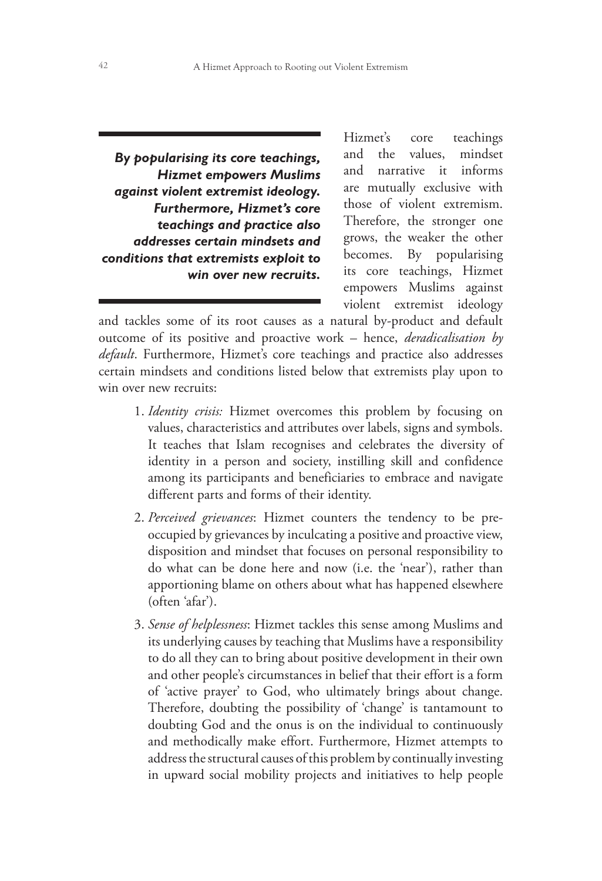> ***By popularising its core teachings, Hizmet empowers Muslims against violent extremist ideology. Furthermore, Hizmet's core teachings and practice also addresses certain mindsets and conditions that extremists exploit to win over new recruits.***

Hizmet's core teachings and the values, mindset and narrative it informs are mutually exclusive with those of violent extremism. Therefore, the stronger one grows, the weaker the other becomes. By popularising its core teachings, Hizmet empowers Muslims against violent extremist ideology and tackles some of its root causes as a natural by-product and default outcome of its positive and proactive work – hence, *deradicalisation by default*. Furthermore, Hizmet's core teachings and practice also addresses certain mindsets and conditions listed below that extremists play upon to win over new recruits:

1. *Identity crisis:* Hizmet overcomes this problem by focusing on values, characteristics and attributes over labels, signs and symbols. It teaches that Islam recognises and celebrates the diversity of identity in a person and society, instilling skill and confidence among its participants and beneficiaries to embrace and navigate different parts and forms of their identity.
2. *Perceived grievances*: Hizmet counters the tendency to be pre-occupied by grievances by inculcating a positive and proactive view, disposition and mindset that focuses on personal responsibility to do what can be done here and now (i.e. the 'near'), rather than apportioning blame on others about what has happened elsewhere (often 'afar').
3. *Sense of helplessness*: Hizmet tackles this sense among Muslims and its underlying causes by teaching that Muslims have a responsibility to do all they can to bring about positive development in their own and other people's circumstances in belief that their effort is a form of 'active prayer' to God, who ultimately brings about change. Therefore, doubting the possibility of 'change' is tantamount to doubting God and the onus is on the individual to continuously and methodically make effort. Furthermore, Hizmet attempts to address the structural causes of this problem by continually investing in upward social mobility projects and initiatives to help people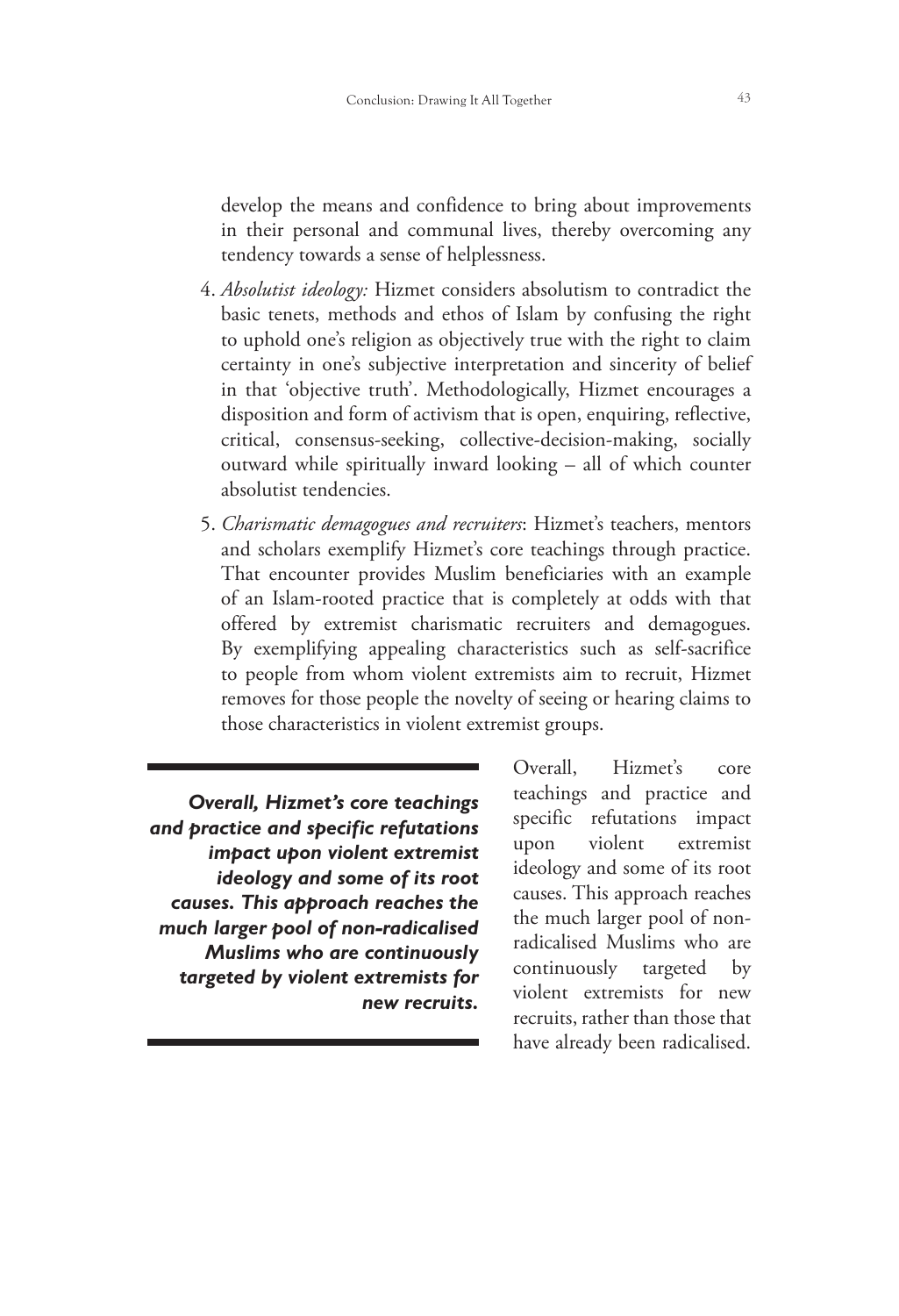develop the means and confidence to bring about improvements in their personal and communal lives, thereby overcoming any tendency towards a sense of helplessness.

4. *Absolutist ideology:* Hizmet considers absolutism to contradict the basic tenets, methods and ethos of Islam by confusing the right to uphold one's religion as objectively true with the right to claim certainty in one's subjective interpretation and sincerity of belief in that 'objective truth'. Methodologically, Hizmet encourages a disposition and form of activism that is open, enquiring, reflective, critical, consensus-seeking, collective-decision-making, socially outward while spiritually inward looking – all of which counter absolutist tendencies.

5. *Charismatic demagogues and recruiters*: Hizmet's teachers, mentors and scholars exemplify Hizmet's core teachings through practice. That encounter provides Muslim beneficiaries with an example of an Islam-rooted practice that is completely at odds with that offered by extremist charismatic recruiters and demagogues. By exemplifying appealing characteristics such as self-sacrifice to people from whom violent extremists aim to recruit, Hizmet removes for those people the novelty of seeing or hearing claims to those characteristics in violent extremist groups.

> ***Overall, Hizmet's core teachings and practice and specific refutations impact upon violent extremist ideology and some of its root causes. This approach reaches the much larger pool of non-radicalised Muslims who are continuously targeted by violent extremists for new recruits.***

Overall, Hizmet's core teachings and practice and specific refutations impact upon violent extremist ideology and some of its root causes. This approach reaches the much larger pool of non-radicalised Muslims who are continuously targeted by violent extremists for new recruits, rather than those that have already been radicalised.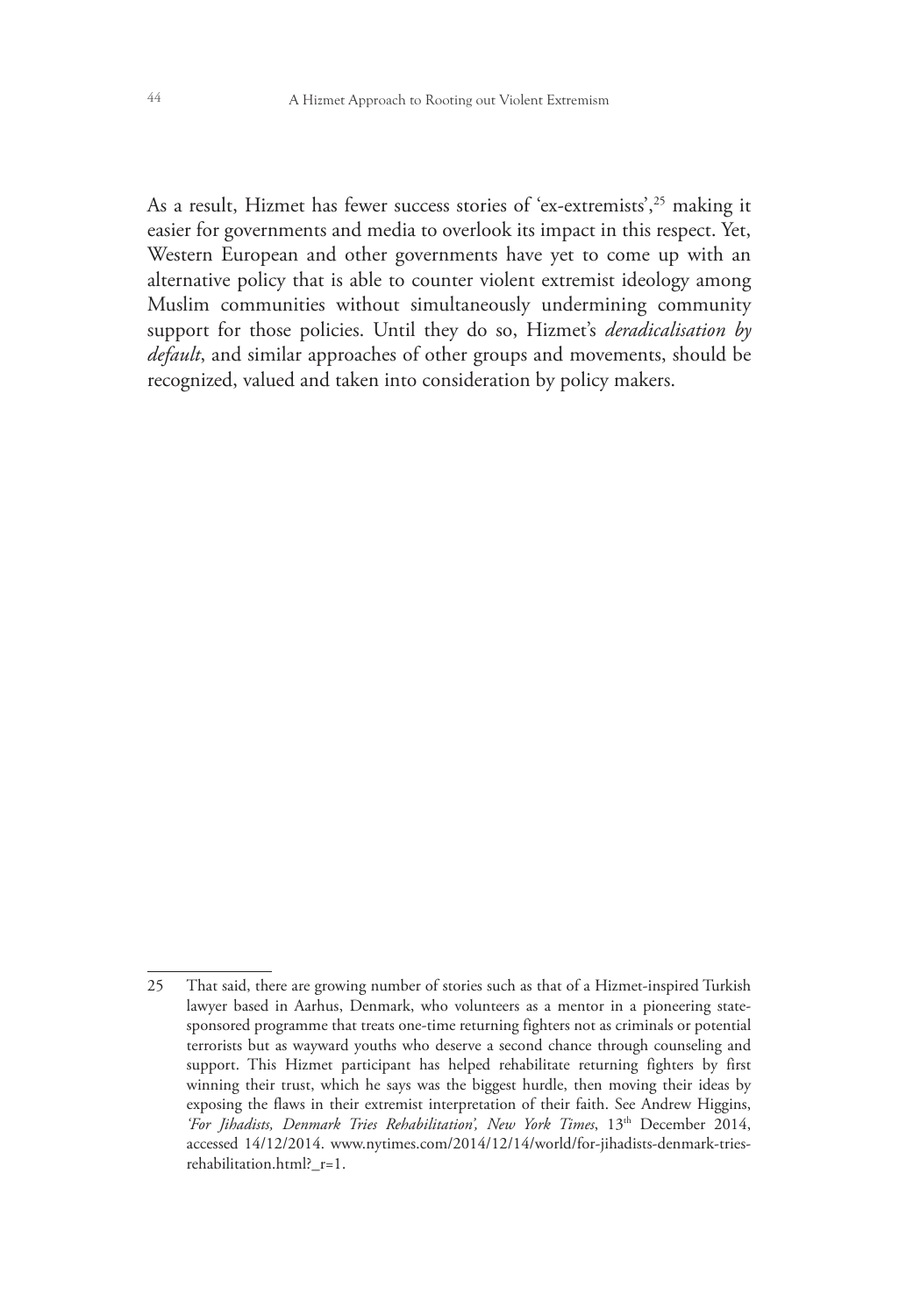As a result, Hizmet has fewer success stories of 'ex-extremists',[25] making it easier for governments and media to overlook its impact in this respect. Yet, Western European and other governments have yet to come up with an alternative policy that is able to counter violent extremist ideology among Muslim communities without simultaneously undermining community support for those policies. Until they do so, Hizmet's *deradicalisation by default*, and similar approaches of other groups and movements, should be recognized, valued and taken into consideration by policy makers.

---

25 That said, there are growing number of stories such as that of a Hizmet-inspired Turkish lawyer based in Aarhus, Denmark, who volunteers as a mentor in a pioneering state-sponsored programme that treats one-time returning fighters not as criminals or potential terrorists but as wayward youths who deserve a second chance through counseling and support. This Hizmet participant has helped rehabilitate returning fighters by first winning their trust, which he says was the biggest hurdle, then moving their ideas by exposing the flaws in their extremist interpretation of their faith. See Andrew Higgins, *'For Jihadists, Denmark Tries Rehabilitation', New York Times*, 13th December 2014, accessed 14/12/2014. www.nytimes.com/2014/12/14/world/for-jihadists-denmark-tries-rehabilitation.html?_r=1.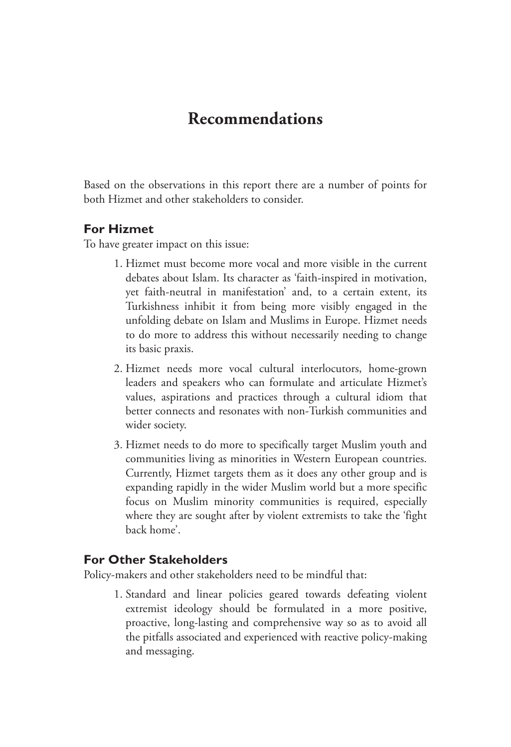# Recommendations

Based on the observations in this report there are a number of points for both Hizmet and other stakeholders to consider.

## For Hizmet

To have greater impact on this issue:

1. Hizmet must become more vocal and more visible in the current debates about Islam. Its character as 'faith-inspired in motivation, yet faith-neutral in manifestation' and, to a certain extent, its Turkishness inhibit it from being more visibly engaged in the unfolding debate on Islam and Muslims in Europe. Hizmet needs to do more to address this without necessarily needing to change its basic praxis.
2. Hizmet needs more vocal cultural interlocutors, home-grown leaders and speakers who can formulate and articulate Hizmet's values, aspirations and practices through a cultural idiom that better connects and resonates with non-Turkish communities and wider society.
3. Hizmet needs to do more to specifically target Muslim youth and communities living as minorities in Western European countries. Currently, Hizmet targets them as it does any other group and is expanding rapidly in the wider Muslim world but a more specific focus on Muslim minority communities is required, especially where they are sought after by violent extremists to take the 'fight back home'.

## For Other Stakeholders

Policy-makers and other stakeholders need to be mindful that:

1. Standard and linear policies geared towards defeating violent extremist ideology should be formulated in a more positive, proactive, long-lasting and comprehensive way so as to avoid all the pitfalls associated and experienced with reactive policy-making and messaging.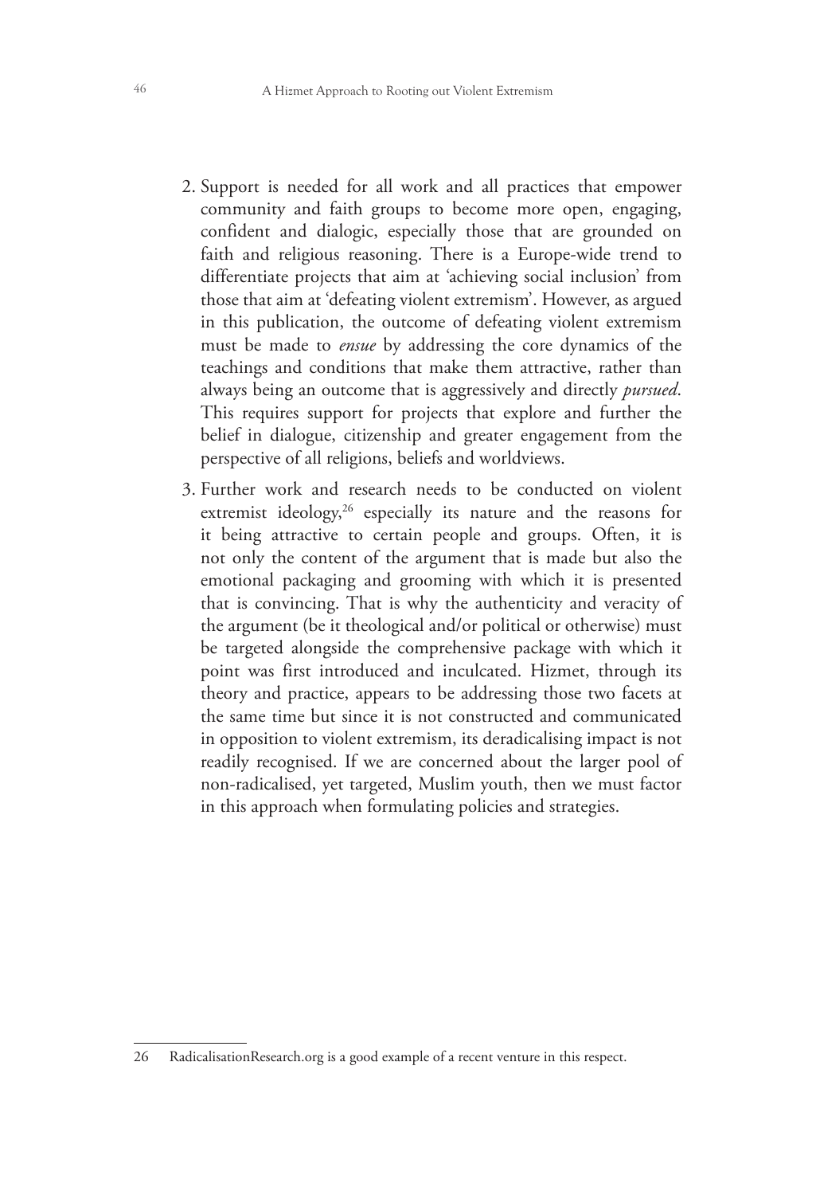2. Support is needed for all work and all practices that empower community and faith groups to become more open, engaging, confident and dialogic, especially those that are grounded on faith and religious reasoning. There is a Europe-wide trend to differentiate projects that aim at 'achieving social inclusion' from those that aim at 'defeating violent extremism'. However, as argued in this publication, the outcome of defeating violent extremism must be made to *ensue* by addressing the core dynamics of the teachings and conditions that make them attractive, rather than always being an outcome that is aggressively and directly *pursued*. This requires support for projects that explore and further the belief in dialogue, citizenship and greater engagement from the perspective of all religions, beliefs and worldviews.

3. Further work and research needs to be conducted on violent extremist ideology,[26] especially its nature and the reasons for it being attractive to certain people and groups. Often, it is not only the content of the argument that is made but also the emotional packaging and grooming with which it is presented that is convincing. That is why the authenticity and veracity of the argument (be it theological and/or political or otherwise) must be targeted alongside the comprehensive package with which it point was first introduced and inculcated. Hizmet, through its theory and practice, appears to be addressing those two facets at the same time but since it is not constructed and communicated in opposition to violent extremism, its deradicalising impact is not readily recognised. If we are concerned about the larger pool of non-radicalised, yet targeted, Muslim youth, then we must factor in this approach when formulating policies and strategies.

---

26 RadicalisationResearch.org is a good example of a recent venture in this respect.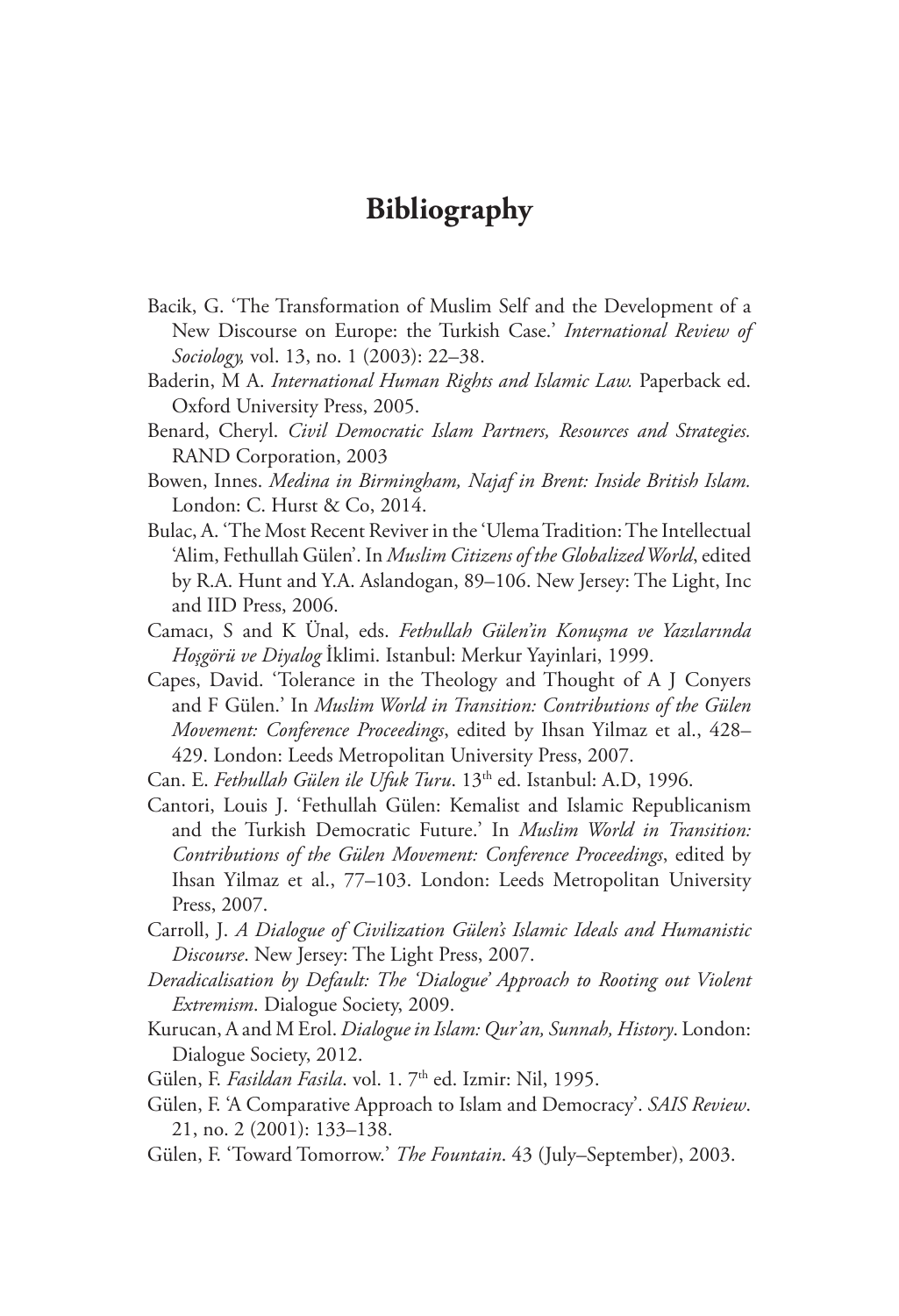# Bibliography

Bacik, G. 'The Transformation of Muslim Self and the Development of a New Discourse on Europe: the Turkish Case.' *International Review of Sociology,* vol. 13, no. 1 (2003): 22–38.

Baderin, M A. *International Human Rights and Islamic Law.* Paperback ed. Oxford University Press, 2005.

Benard, Cheryl. *Civil Democratic Islam Partners, Resources and Strategies.* RAND Corporation, 2003

Bowen, Innes. *Medina in Birmingham, Najaf in Brent: Inside British Islam.* London: C. Hurst & Co, 2014.

Bulac, A. 'The Most Recent Reviver in the 'Ulema Tradition: The Intellectual 'Alim, Fethullah Gülen'. In *Muslim Citizens of the Globalized World*, edited by R.A. Hunt and Y.A. Aslandogan, 89–106. New Jersey: The Light, Inc and IID Press, 2006.

Camacı, S and K Ünal, eds. *Fethullah Gülen'in Konuşma ve Yazılarında Hoşgörü ve Diyalog* İklimi. Istanbul: Merkur Yayinlari, 1999.

Capes, David. 'Tolerance in the Theology and Thought of A J Conyers and F Gülen.' In *Muslim World in Transition: Contributions of the Gülen Movement: Conference Proceedings*, edited by Ihsan Yilmaz et al., 428–429. London: Leeds Metropolitan University Press, 2007.

Can. E. *Fethullah Gülen ile Ufuk Turu*. 13th ed. Istanbul: A.D, 1996.

Cantori, Louis J. 'Fethullah Gülen: Kemalist and Islamic Republicanism and the Turkish Democratic Future.' In *Muslim World in Transition: Contributions of the Gülen Movement: Conference Proceedings*, edited by Ihsan Yilmaz et al., 77–103. London: Leeds Metropolitan University Press, 2007.

Carroll, J. *A Dialogue of Civilization Gülen's Islamic Ideals and Humanistic Discourse*. New Jersey: The Light Press, 2007.

*Deradicalisation by Default: The 'Dialogue' Approach to Rooting out Violent Extremism*. Dialogue Society, 2009.

Kurucan, A and M Erol. *Dialogue in Islam: Qur'an, Sunnah, History*. London: Dialogue Society, 2012.

Gülen, F. *Fasildan Fasila*. vol. 1. 7th ed. Izmir: Nil, 1995.

Gülen, F. 'A Comparative Approach to Islam and Democracy'. *SAIS Review*. 21, no. 2 (2001): 133–138.

Gülen, F. 'Toward Tomorrow.' *The Fountain*. 43 (July–September), 2003.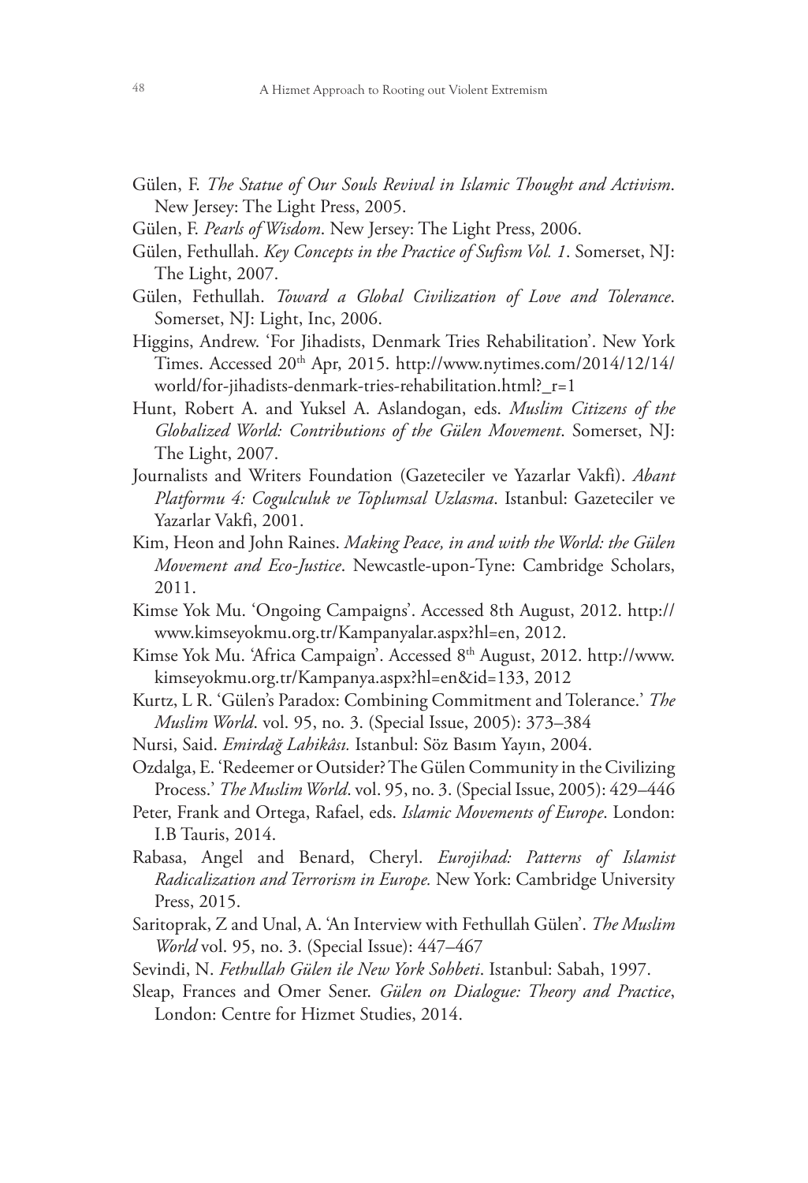Gülen, F. *The Statue of Our Souls Revival in Islamic Thought and Activism*. New Jersey: The Light Press, 2005.

Gülen, F. *Pearls of Wisdom*. New Jersey: The Light Press, 2006.

Gülen, Fethullah. *Key Concepts in the Practice of Sufism Vol. 1*. Somerset, NJ: The Light, 2007.

Gülen, Fethullah. *Toward a Global Civilization of Love and Tolerance*. Somerset, NJ: Light, Inc, 2006.

Higgins, Andrew. 'For Jihadists, Denmark Tries Rehabilitation'. New York Times. Accessed 20th Apr, 2015. http://www.nytimes.com/2014/12/14/world/for-jihadists-denmark-tries-rehabilitation.html?_r=1

Hunt, Robert A. and Yuksel A. Aslandogan, eds. *Muslim Citizens of the Globalized World: Contributions of the Gülen Movement*. Somerset, NJ: The Light, 2007.

Journalists and Writers Foundation (Gazeteciler ve Yazarlar Vakfi). *Abant Platformu 4: Cogulculuk ve Toplumsal Uzlasma*. Istanbul: Gazeteciler ve Yazarlar Vakfi, 2001.

Kim, Heon and John Raines. *Making Peace, in and with the World: the Gülen Movement and Eco-Justice*. Newcastle-upon-Tyne: Cambridge Scholars, 2011.

Kimse Yok Mu. 'Ongoing Campaigns'. Accessed 8th August, 2012. http://www.kimseyokmu.org.tr/Kampanyalar.aspx?hl=en, 2012.

Kimse Yok Mu. 'Africa Campaign'. Accessed 8th August, 2012. http://www.kimseyokmu.org.tr/Kampanya.aspx?hl=en&id=133, 2012

Kurtz, L R. 'Gülen's Paradox: Combining Commitment and Tolerance.' *The Muslim World*. vol. 95, no. 3. (Special Issue, 2005): 373–384

Nursi, Said. *Emirdağ Lahikâsı.* Istanbul: Söz Basım Yayın, 2004.

Ozdalga, E. 'Redeemer or Outsider? The Gülen Community in the Civilizing Process.' *The Muslim World*. vol. 95, no. 3. (Special Issue, 2005): 429–446

Peter, Frank and Ortega, Rafael, eds. *Islamic Movements of Europe*. London: I.B Tauris, 2014.

Rabasa, Angel and Benard, Cheryl. *Eurojihad: Patterns of Islamist Radicalization and Terrorism in Europe.* New York: Cambridge University Press, 2015.

Saritoprak, Z and Unal, A. 'An Interview with Fethullah Gülen'. *The Muslim World* vol. 95, no. 3. (Special Issue): 447–467

Sevindi, N. *Fethullah Gülen ile New York Sohbeti*. Istanbul: Sabah, 1997.

Sleap, Frances and Omer Sener. *Gülen on Dialogue: Theory and Practice*, London: Centre for Hizmet Studies, 2014.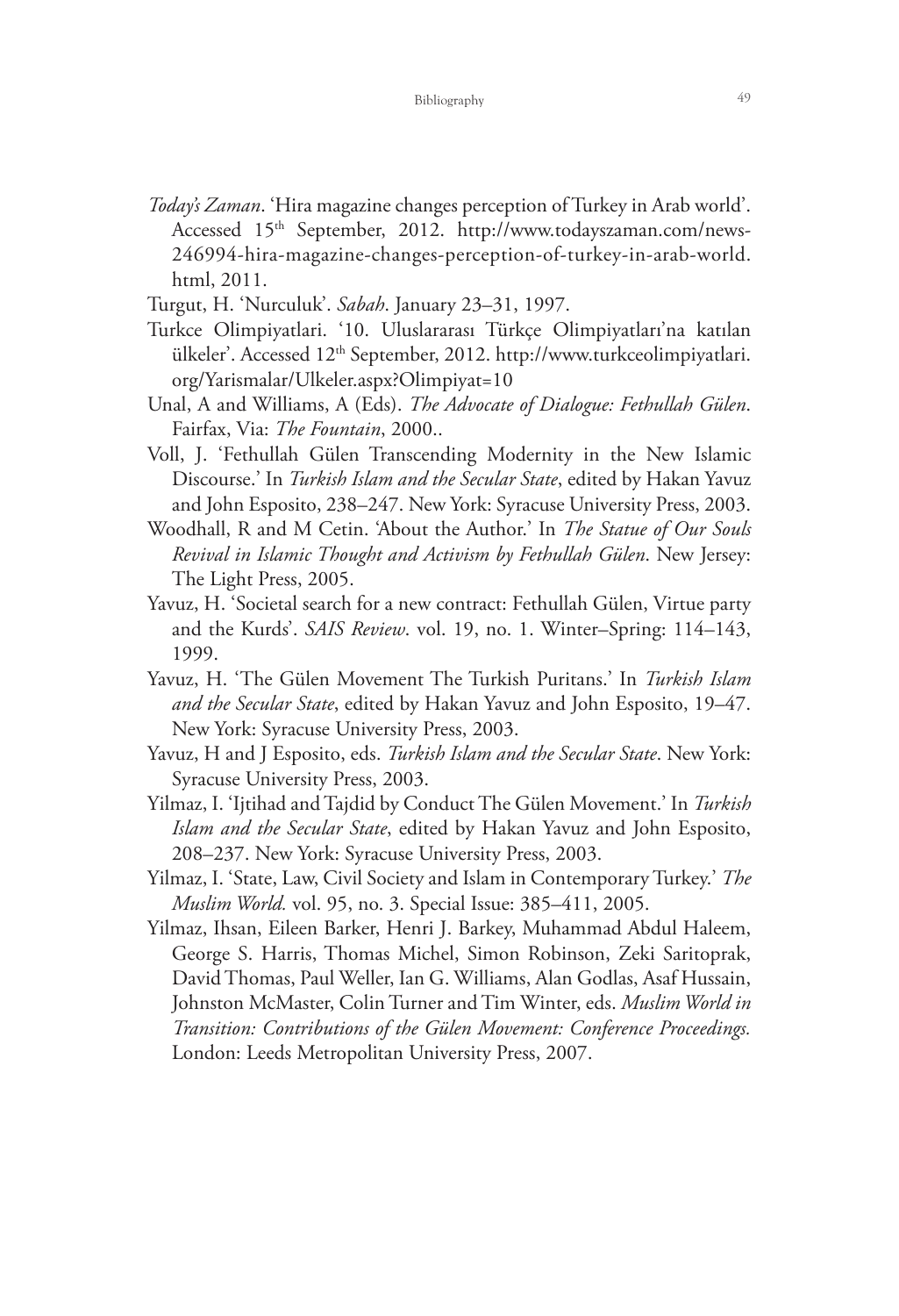*Today's Zaman*. 'Hira magazine changes perception of Turkey in Arab world'. Accessed 15th September, 2012. http://www.todayszaman.com/news-246994-hira-magazine-changes-perception-of-turkey-in-arab-world.html, 2011.

Turgut, H. 'Nurculuk'. *Sabah*. January 23–31, 1997.

Turkce Olimpiyatlari. '10. Uluslararası Türkçe Olimpiyatları'na katılan ülkeler'. Accessed 12th September, 2012. http://www.turkceolimpiyatlari.org/Yarismalar/Ulkeler.aspx?Olimpiyat=10

Unal, A and Williams, A (Eds). *The Advocate of Dialogue: Fethullah Gülen*. Fairfax, Via: *The Fountain*, 2000..

Voll, J. 'Fethullah Gülen Transcending Modernity in the New Islamic Discourse.' In *Turkish Islam and the Secular State*, edited by Hakan Yavuz and John Esposito, 238–247. New York: Syracuse University Press, 2003.

Woodhall, R and M Cetin. 'About the Author.' In *The Statue of Our Souls Revival in Islamic Thought and Activism by Fethullah Gülen*. New Jersey: The Light Press, 2005.

Yavuz, H. 'Societal search for a new contract: Fethullah Gülen, Virtue party and the Kurds'. *SAIS Review*. vol. 19, no. 1. Winter–Spring: 114–143, 1999.

Yavuz, H. 'The Gülen Movement The Turkish Puritans.' In *Turkish Islam and the Secular State*, edited by Hakan Yavuz and John Esposito, 19–47. New York: Syracuse University Press, 2003.

Yavuz, H and J Esposito, eds. *Turkish Islam and the Secular State*. New York: Syracuse University Press, 2003.

Yilmaz, I. 'Ijtihad and Tajdid by Conduct The Gülen Movement.' In *Turkish Islam and the Secular State*, edited by Hakan Yavuz and John Esposito, 208–237. New York: Syracuse University Press, 2003.

Yilmaz, I. 'State, Law, Civil Society and Islam in Contemporary Turkey.' *The Muslim World.* vol. 95, no. 3. Special Issue: 385–411, 2005.

Yilmaz, Ihsan, Eileen Barker, Henri J. Barkey, Muhammad Abdul Haleem, George S. Harris, Thomas Michel, Simon Robinson, Zeki Saritoprak, David Thomas, Paul Weller, Ian G. Williams, Alan Godlas, Asaf Hussain, Johnston McMaster, Colin Turner and Tim Winter, eds. *Muslim World in Transition: Contributions of the Gülen Movement: Conference Proceedings.* London: Leeds Metropolitan University Press, 2007.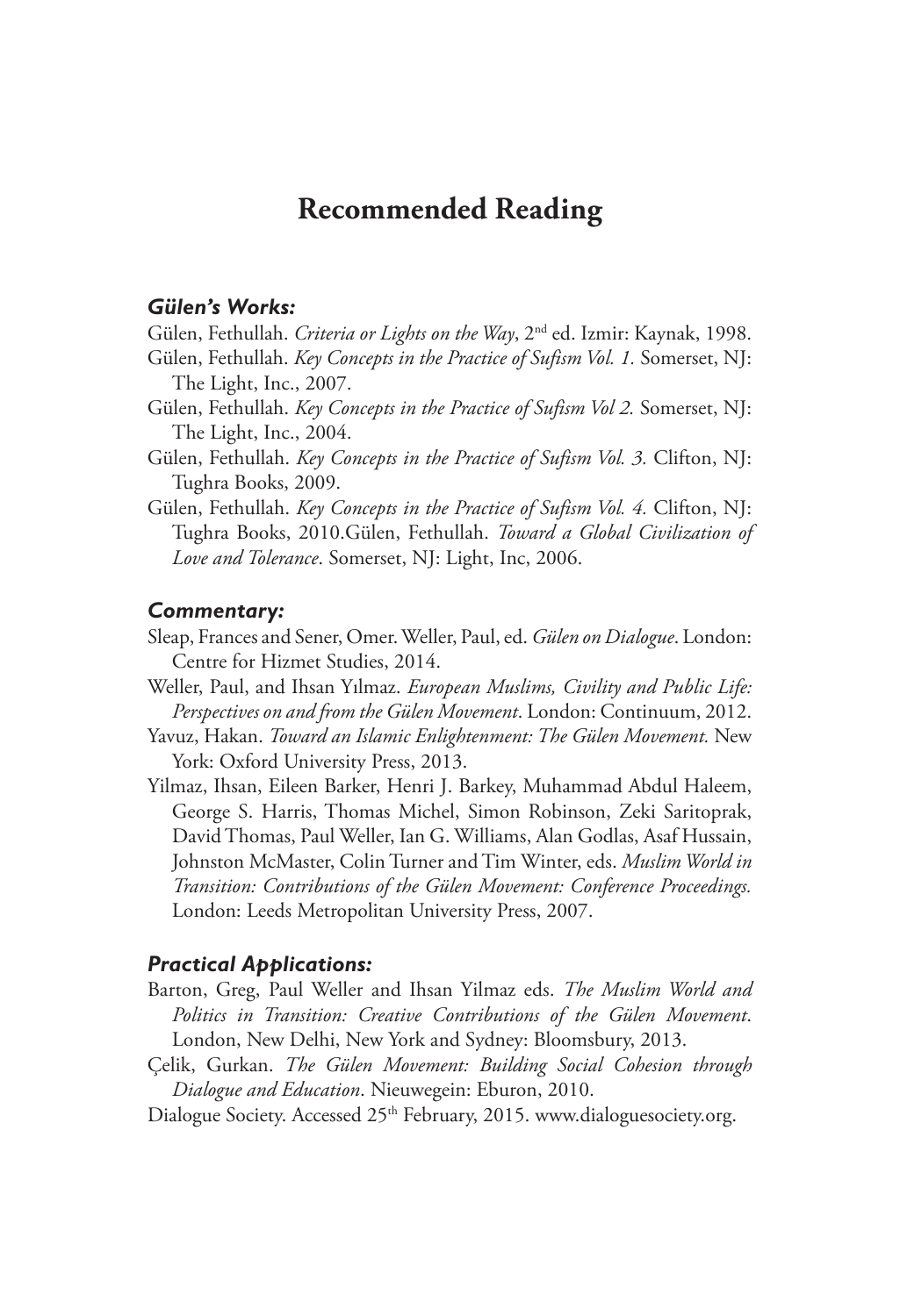# Recommended Reading

### *Gülen's Works:*

Gülen, Fethullah. *Criteria or Lights on the Way*, 2nd ed. Izmir: Kaynak, 1998.

Gülen, Fethullah. *Key Concepts in the Practice of Sufism Vol. 1.* Somerset, NJ: The Light, Inc., 2007.

Gülen, Fethullah. *Key Concepts in the Practice of Sufism Vol 2.* Somerset, NJ: The Light, Inc., 2004.

Gülen, Fethullah. *Key Concepts in the Practice of Sufism Vol. 3.* Clifton, NJ: Tughra Books, 2009.

Gülen, Fethullah. *Key Concepts in the Practice of Sufism Vol. 4.* Clifton, NJ: Tughra Books, 2010.Gülen, Fethullah. *Toward a Global Civilization of Love and Tolerance*. Somerset, NJ: Light, Inc, 2006.

### *Commentary:*

Sleap, Frances and Sener, Omer. Weller, Paul, ed. *Gülen on Dialogue*. London: Centre for Hizmet Studies, 2014.

Weller, Paul, and Ihsan Yılmaz. *European Muslims, Civility and Public Life: Perspectives on and from the Gülen Movement*. London: Continuum, 2012.

Yavuz, Hakan. *Toward an Islamic Enlightenment: The Gülen Movement.* New York: Oxford University Press, 2013.

Yilmaz, Ihsan, Eileen Barker, Henri J. Barkey, Muhammad Abdul Haleem, George S. Harris, Thomas Michel, Simon Robinson, Zeki Saritoprak, David Thomas, Paul Weller, Ian G. Williams, Alan Godlas, Asaf Hussain, Johnston McMaster, Colin Turner and Tim Winter, eds. *Muslim World in Transition: Contributions of the Gülen Movement: Conference Proceedings.* London: Leeds Metropolitan University Press, 2007.

### *Practical Applications:*

Barton, Greg, Paul Weller and Ihsan Yilmaz eds. *The Muslim World and Politics in Transition: Creative Contributions of the Gülen Movement*. London, New Delhi, New York and Sydney: Bloomsbury, 2013.

Çelik, Gurkan. *The Gülen Movement: Building Social Cohesion through Dialogue and Education*. Nieuwegein: Eburon, 2010.

Dialogue Society. Accessed 25th February, 2015. www.dialoguesociety.org.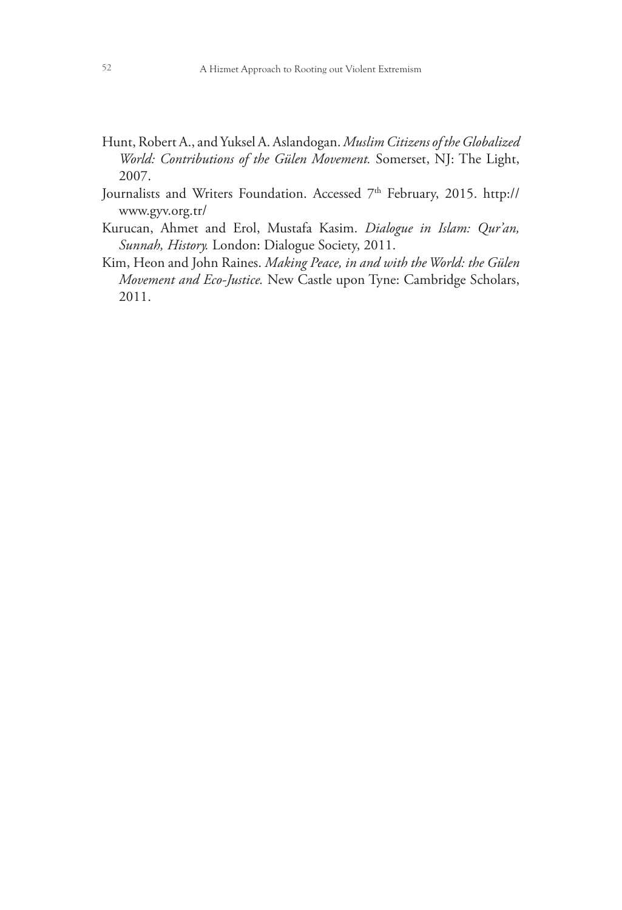Hunt, Robert A., and Yuksel A. Aslandogan. *Muslim Citizens of the Globalized World: Contributions of the Gülen Movement.* Somerset, NJ: The Light, 2007.

Journalists and Writers Foundation. Accessed 7th February, 2015. http://www.gyv.org.tr/

Kurucan, Ahmet and Erol, Mustafa Kasim. *Dialogue in Islam: Qur'an, Sunnah, History.* London: Dialogue Society, 2011.

Kim, Heon and John Raines. *Making Peace, in and with the World: the Gülen Movement and Eco-Justice.* New Castle upon Tyne: Cambridge Scholars, 2011.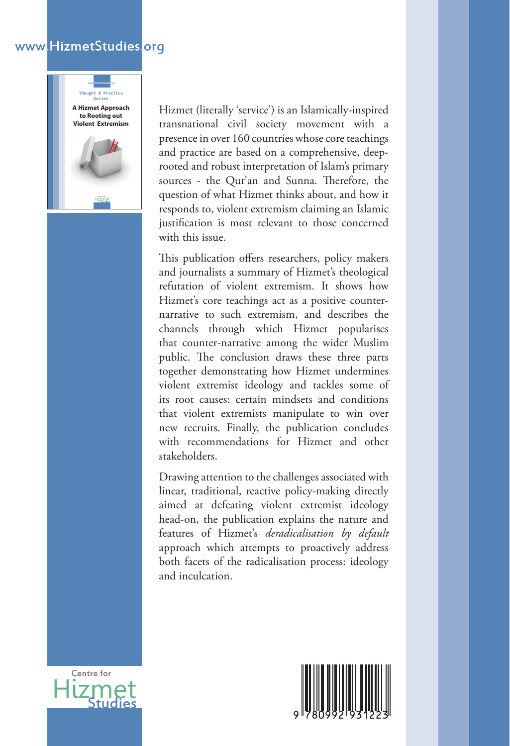www.HizmetStudies.org

Thought & Practice Series

**A Hizmet Approach to Rooting out Violent Extremism**

Hizmet (literally 'service') is an Islamically-inspired transnational civil society movement with a presence in over 160 countries whose core teachings and practice are based on a comprehensive, deep-rooted and robust interpretation of Islam's primary sources - the Qur'an and Sunna. Therefore, the question of what Hizmet thinks about, and how it responds to, violent extremism claiming an Islamic justification is most relevant to those concerned with this issue.

This publication offers researchers, policy makers and journalists a summary of Hizmet's theological refutation of violent extremism. It shows how Hizmet's core teachings act as a positive counter-narrative to such extremism, and describes the channels through which Hizmet popularises that counter-narrative among the wider Muslim public. The conclusion draws these three parts together demonstrating how Hizmet undermines violent extremist ideology and tackles some of its root causes: certain mindsets and conditions that violent extremists manipulate to win over new recruits. Finally, the publication concludes with recommendations for Hizmet and other stakeholders.

Drawing attention to the challenges associated with linear, traditional, reactive policy-making directly aimed at defeating violent extremist ideology head-on, the publication explains the nature and features of Hizmet's *deradicalisation by default* approach which attempts to proactively address both facets of the radicalisation process: ideology and inculcation.

Centre for Hizmet Studies

9 780992 931223